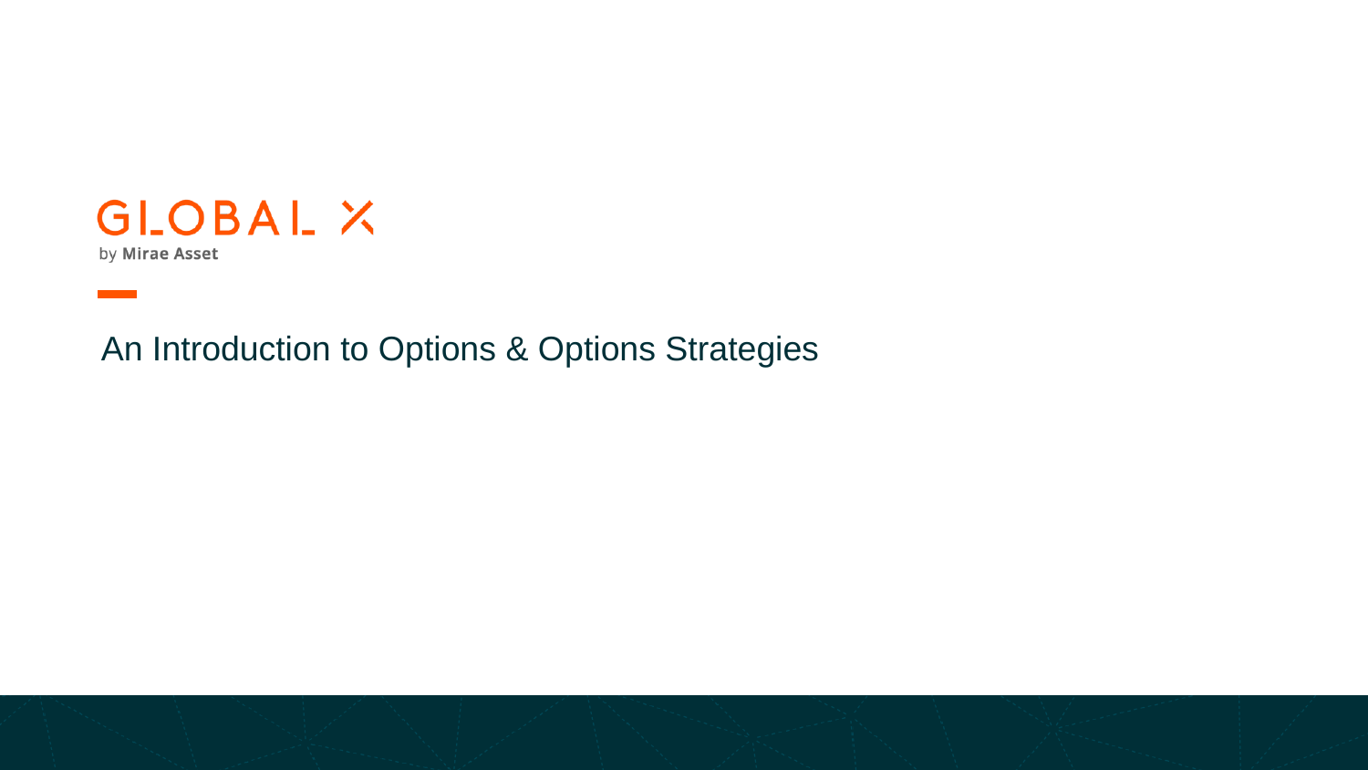GLOBAL X

by Mirae Asset

# An Introduction to Options & Options Strategies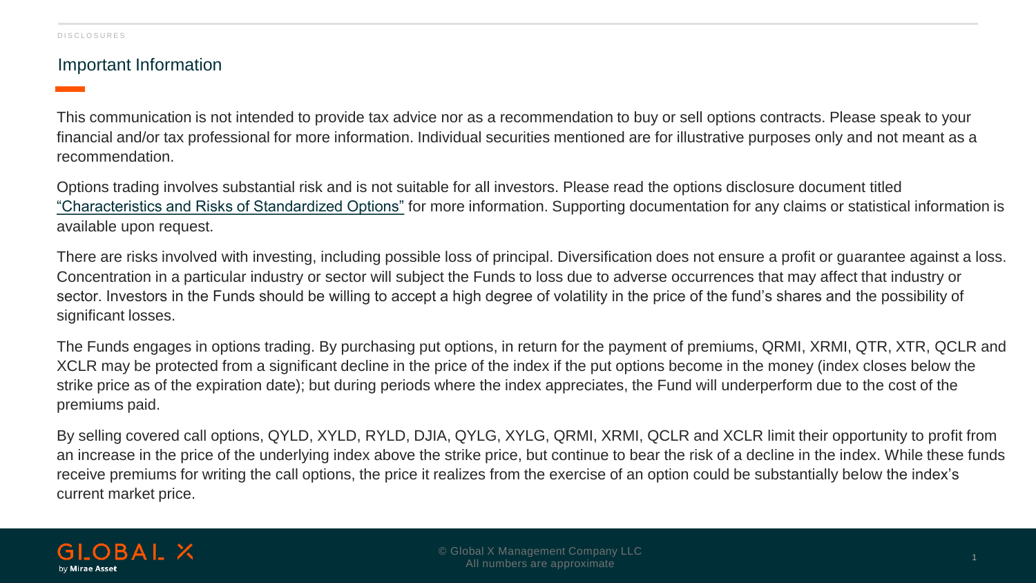DISCLOSURES

## Important Information

This communication is not intended to provide tax advice nor as a recommendation to buy or sell options contracts. Please speak to your financial and/or tax professional for more information. Individual securities mentioned are for illustrative purposes only and not meant as a recommendation.

Options trading involves substantial risk and is not suitable for all investors. Please read the options disclosure document titled "Characteristics and Risks of Standardized Options" for more information. Supporting documentation for any claims or statistical information is available upon request.

There are risks involved with investing, including possible loss of principal. Diversification does not ensure a profit or guarantee against a loss. Concentration in a particular industry or sector will subject the Funds to loss due to adverse occurrences that may affect that industry or sector. Investors in the Funds should be willing to accept a high degree of volatility in the price of the fund's shares and the possibility of significant losses.

The Funds engages in options trading. By purchasing put options, in return for the payment of premiums, QRMI, XRMI, QTR, XTR, QCLR and XCLR may be protected from a significant decline in the price of the index if the put options become in the money (index closes below the strike price as of the expiration date); but during periods where the index appreciates, the Fund will underperform due to the cost of the premiums paid.

By selling covered call options, QYLD, XYLD, RYLD, DJIA, QYLG, XYLG, QRMI, XRMI, QCLR and XCLR limit their opportunity to profit from an increase in the price of the underlying index above the strike price, but continue to bear the risk of a decline in the index. While these funds receive premiums for writing the call options, the price it realizes from the exercise of an option could be substantially below the index's current market price.

© Global X Management Company LLC
All numbers are approximate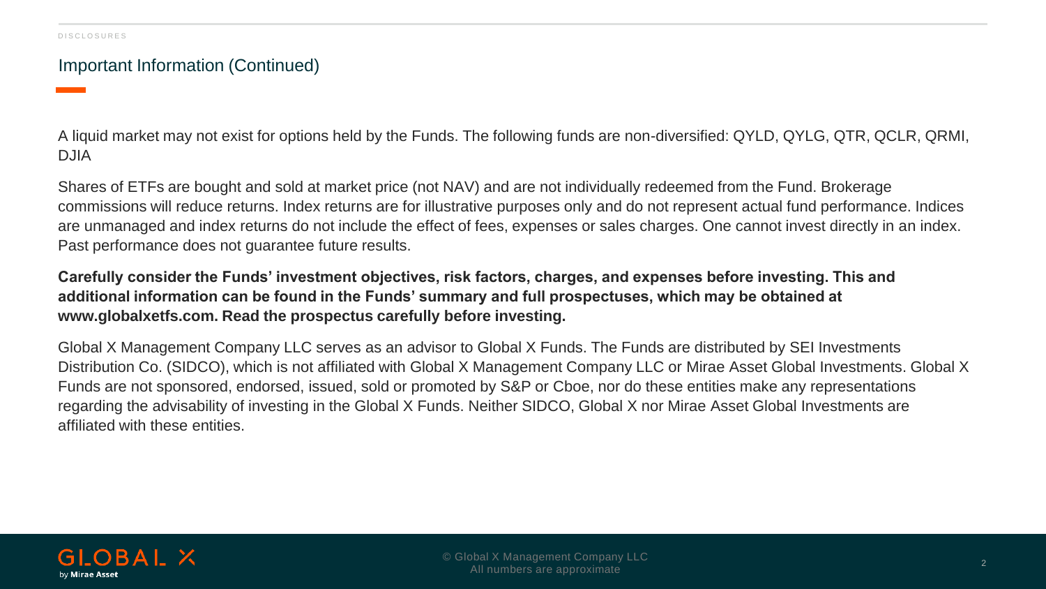DISCLOSURES

## Important Information (Continued)

A liquid market may not exist for options held by the Funds. The following funds are non-diversified: QYLD, QYLG, QTR, QCLR, QRMI, DJIA

Shares of ETFs are bought and sold at market price (not NAV) and are not individually redeemed from the Fund. Brokerage commissions will reduce returns. Index returns are for illustrative purposes only and do not represent actual fund performance. Indices are unmanaged and index returns do not include the effect of fees, expenses or sales charges. One cannot invest directly in an index. Past performance does not guarantee future results.

**Carefully consider the Funds' investment objectives, risk factors, charges, and expenses before investing. This and additional information can be found in the Funds' summary and full prospectuses, which may be obtained at www.globalxetfs.com. Read the prospectus carefully before investing.**

Global X Management Company LLC serves as an advisor to Global X Funds. The Funds are distributed by SEI Investments Distribution Co. (SIDCO), which is not affiliated with Global X Management Company LLC or Mirae Asset Global Investments. Global X Funds are not sponsored, endorsed, issued, sold or promoted by S&P or Cboe, nor do these entities make any representations regarding the advisability of investing in the Global X Funds. Neither SIDCO, Global X nor Mirae Asset Global Investments are affiliated with these entities.

© Global X Management Company LLC
All numbers are approximate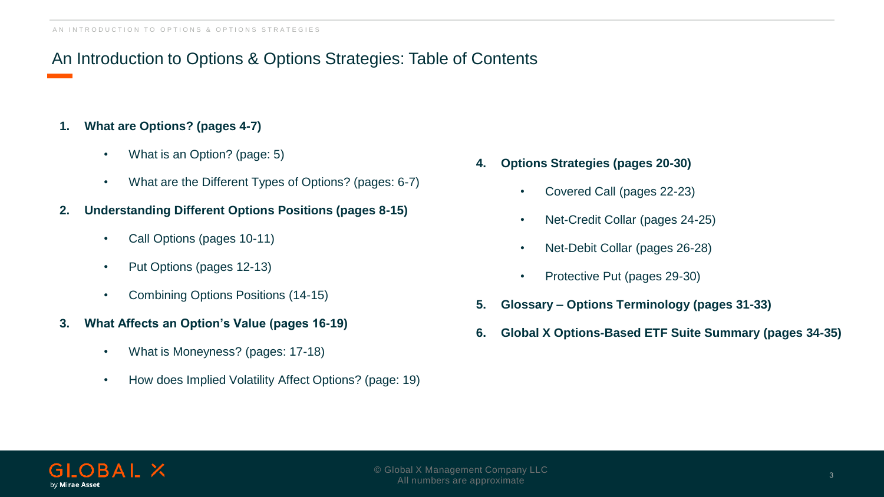# An Introduction to Options & Options Strategies: Table of Contents

1. **What are Options? (pages 4-7)**
   - What is an Option? (page: 5)
   - What are the Different Types of Options? (pages: 6-7)
2. **Understanding Different Options Positions (pages 8-15)**
   - Call Options (pages 10-11)
   - Put Options (pages 12-13)
   - Combining Options Positions (14-15)
3. **What Affects an Option's Value (pages 16-19)**
   - What is Moneyness? (pages: 17-18)
   - How does Implied Volatility Affect Options? (page: 19)
4. **Options Strategies (pages 20-30)**
   - Covered Call (pages 22-23)
   - Net-Credit Collar (pages 24-25)
   - Net-Debit Collar (pages 26-28)
   - Protective Put (pages 29-30)
5. **Glossary – Options Terminology (pages 31-33)**
6. **Global X Options-Based ETF Suite Summary (pages 34-35)**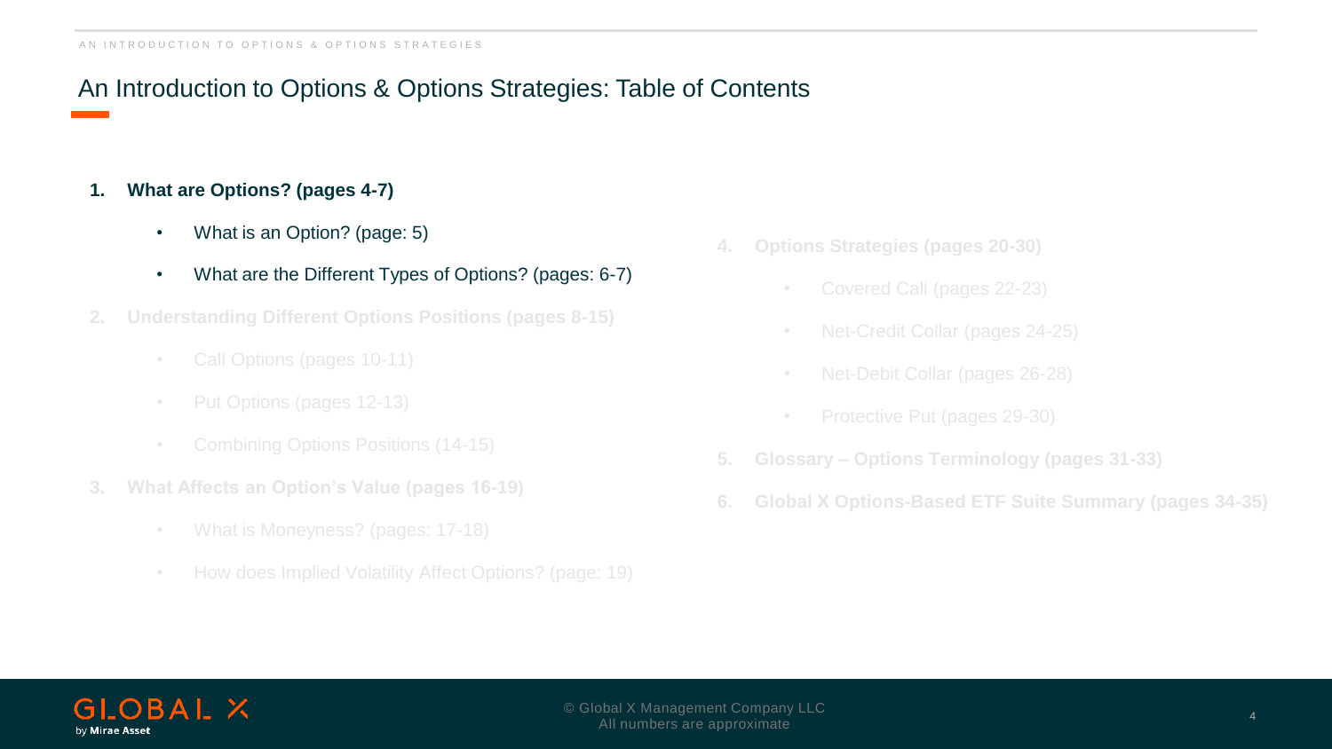# An Introduction to Options & Options Strategies: Table of Contents

1. **What are Options? (pages 4-7)**
   - What is an Option? (page: 5)
   - What are the Different Types of Options? (pages: 6-7)
2. **Understanding Different Options Positions (pages 8-15)**
   - Call Options (pages 10-11)
   - Put Options (pages 12-13)
   - Combining Options Positions (14-15)
3. **What Affects an Option's Value (pages 16-19)**
   - What is Moneyness? (pages: 17-18)
   - How does Implied Volatility Affect Options? (page: 19)
4. **Options Strategies (pages 20-30)**
   - Covered Call (pages 22-23)
   - Net-Credit Collar (pages 24-25)
   - Net-Debit Collar (pages 26-28)
   - Protective Put (pages 29-30)
5. **Glossary – Options Terminology (pages 31-33)**
6. **Global X Options-Based ETF Suite Summary (pages 34-35)**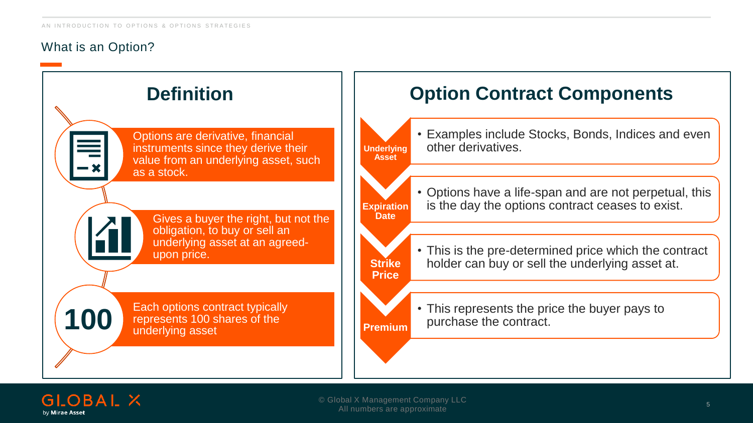# What is an Option?

## Definition

- Options are derivative, financial instruments since they derive their value from an underlying asset, such as a stock.
- Gives a buyer the right, but not the obligation, to buy or sell an underlying asset at an agreed-upon price.
- **100** — Each options contract typically represents 100 shares of the underlying asset

## Option Contract Components

**Underlying Asset**
- Examples include Stocks, Bonds, Indices and even other derivatives.

**Expiration Date**
- Options have a life-span and are not perpetual, this is the day the options contract ceases to exist.

**Strike Price**
- This is the pre-determined price which the contract holder can buy or sell the underlying asset at.

**Premium**
- This represents the price the buyer pays to purchase the contract.

© Global X Management Company LLC
All numbers are approximate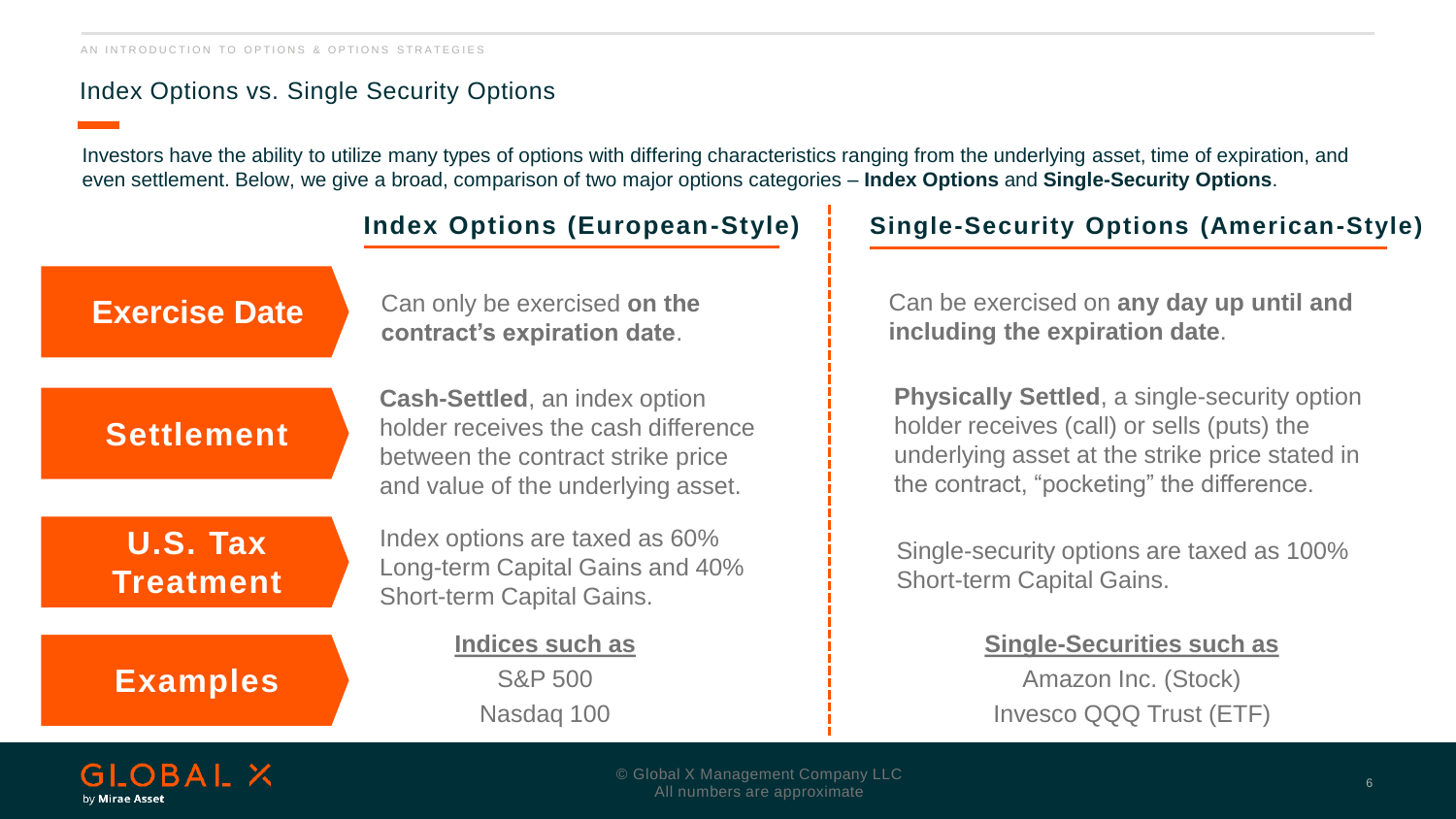## Index Options vs. Single Security Options

Investors have the ability to utilize many types of options with differing characteristics ranging from the underlying asset, time of expiration, and even settlement. Below, we give a broad, comparison of two major options categories – **Index Options** and **Single-Security Options**.

| | **Index Options (European-Style)** | **Single-Security Options (American-Style)** |
|---|---|---|
| **Exercise Date** | Can only be exercised **on the contract's expiration date**. | Can be exercised on **any day up until and including the expiration date**. |
| **Settlement** | **Cash-Settled**, an index option holder receives the cash difference between the contract strike price and value of the underlying asset. | **Physically Settled**, a single-security option holder receives (call) or sells (puts) the underlying asset at the strike price stated in the contract, "pocketing" the difference. |
| **U.S. Tax Treatment** | Index options are taxed as 60% Long-term Capital Gains and 40% Short-term Capital Gains. | Single-security options are taxed as 100% Short-term Capital Gains. |
| **Examples** | **Indices such as**<br>S&P 500<br>Nasdaq 100 | **Single-Securities such as**<br>Amazon Inc. (Stock)<br>Invesco QQQ Trust (ETF) |

© Global X Management Company LLC
All numbers are approximate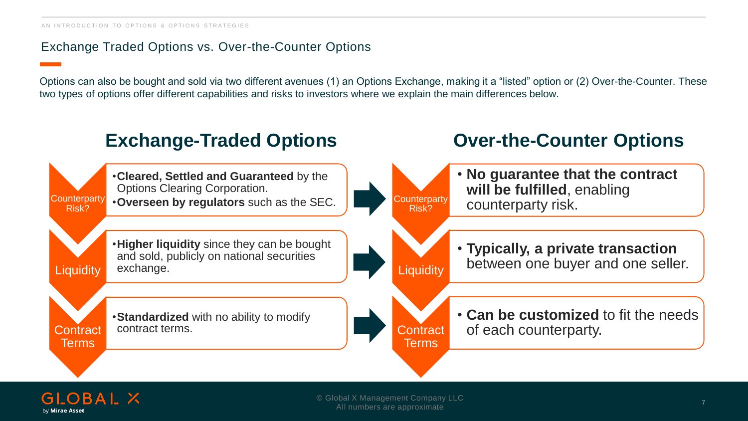## Exchange Traded Options vs. Over-the-Counter Options

Options can also be bought and sold via two different avenues (1) an Options Exchange, making it a "listed" option or (2) Over-the-Counter. These two types of options offer different capabilities and risks to investors where we explain the main differences below.

### Exchange-Traded Options

**Counterparty Risk?**

- **Cleared, Settled and Guaranteed** by the Options Clearing Corporation.
- **Overseen by regulators** such as the SEC.

**Liquidity**

- **Higher liquidity** since they can be bought and sold, publicly on national securities exchange.

**Contract Terms**

- **Standardized** with no ability to modify contract terms.

### Over-the-Counter Options

**Counterparty Risk?**

- **No guarantee that the contract will be fulfilled**, enabling counterparty risk.

**Liquidity**

- **Typically, a private transaction** between one buyer and one seller.

**Contract Terms**

- **Can be customized** to fit the needs of each counterparty.

© Global X Management Company LLC
All numbers are approximate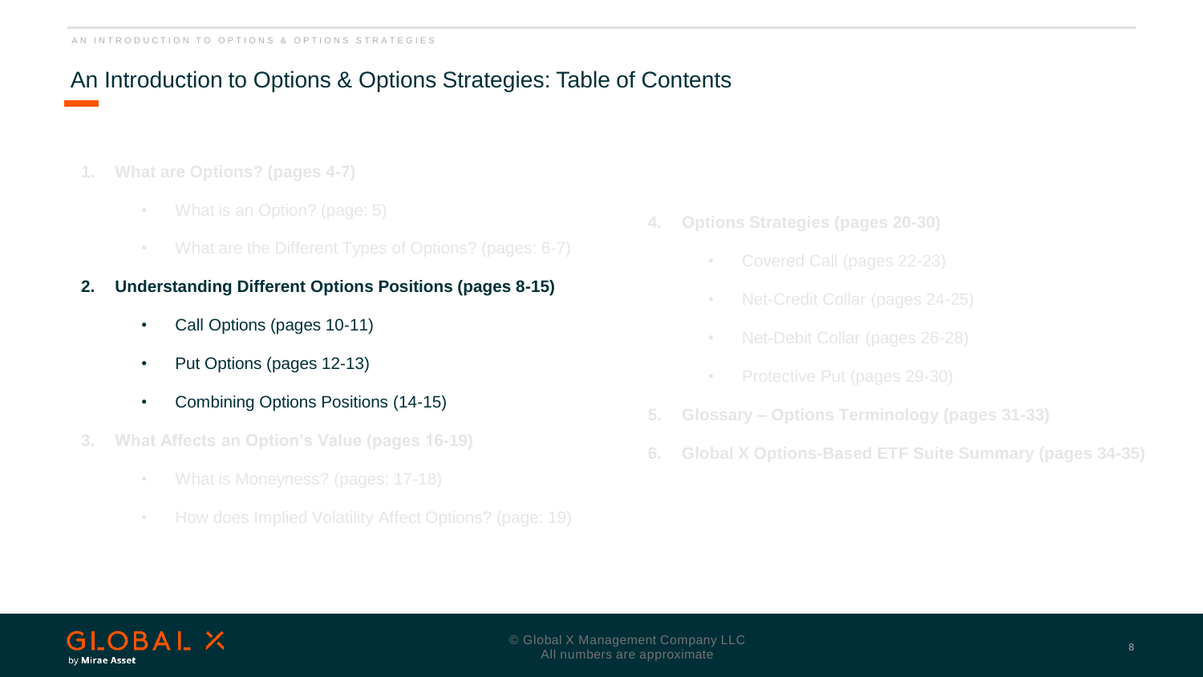# An Introduction to Options & Options Strategies: Table of Contents

1. What are Options? (pages 4-7)
   - What is an Option? (page: 5)
   - What are the Different Types of Options? (pages: 6-7)
2. **Understanding Different Options Positions (pages 8-15)**
   - Call Options (pages 10-11)
   - Put Options (pages 12-13)
   - Combining Options Positions (14-15)
3. What Affects an Option's Value (pages 16-19)
   - What is Moneyness? (pages: 17-18)
   - How does Implied Volatility Affect Options? (page: 19)
4. Options Strategies (pages 20-30)
   - Covered Call (pages 22-23)
   - Net-Credit Collar (pages 24-25)
   - Net-Debit Collar (pages 26-28)
   - Protective Put (pages 29-30)
5. Glossary – Options Terminology (pages 31-33)
6. Global X Options-Based ETF Suite Summary (pages 34-35)

© Global X Management Company LLC
All numbers are approximate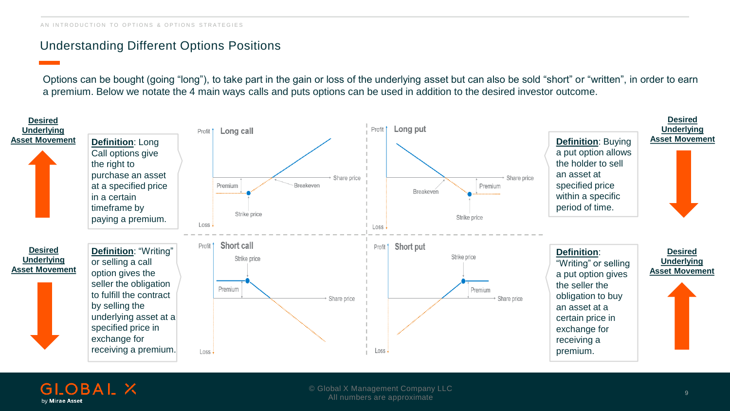## Understanding Different Options Positions

Options can be bought (going “long”), to take part in the gain or loss of the underlying asset but can also be sold “short” or “written”, in order to earn a premium. Below we notate the 4 main ways calls and puts options can be used in addition to the desired investor outcome.

### Long call

**Desired Underlying Asset Movement:** Up

**Definition**: Long Call options give the right to purchase an asset at a specified price in a certain timeframe by paying a premium.

Profit / Loss; Share price; Premium; Breakeven; Strike price

### Long put

**Desired Underlying Asset Movement:** Down

**Definition**: Buying a put option allows the holder to sell an asset at specified price within a specific period of time.

Profit / Loss; Share price; Breakeven; Premium; Strike price

### Short call

**Desired Underlying Asset Movement:** Down

**Definition**: “Writing” or selling a call option gives the seller the obligation to fulfill the contract by selling the underlying asset at a specified price in exchange for receiving a premium.

Profit / Loss; Strike price; Premium; Share price

### Short put

**Desired Underlying Asset Movement:** Up

**Definition**: “Writing” or selling a put option gives the seller the obligation to buy an asset at a certain price in exchange for receiving a premium.

Profit / Loss; Strike price; Premium; Share price

All numbers are approximate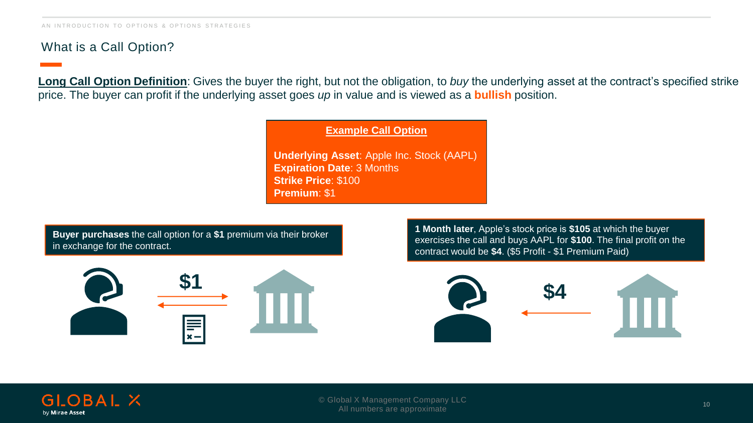## What is a Call Option?

**Long Call Option Definition**: Gives the buyer the right, but not the obligation, to *buy* the underlying asset at the contract's specified strike price. The buyer can profit if the underlying asset goes *up* in value and is viewed as a **bullish** position.

**Example Call Option**

**Underlying Asset**: Apple Inc. Stock (AAPL)
**Expiration Date**: 3 Months
**Strike Price**: $100
**Premium**: $1

**Buyer purchases** the call option for a **$1** premium via their broker in exchange for the contract.

$1

**1 Month later**, Apple's stock price is **$105** at which the buyer exercises the call and buys AAPL for **$100**. The final profit on the contract would be **$4**. ($5 Profit - $1 Premium Paid)

$4

© Global X Management Company LLC
All numbers are approximate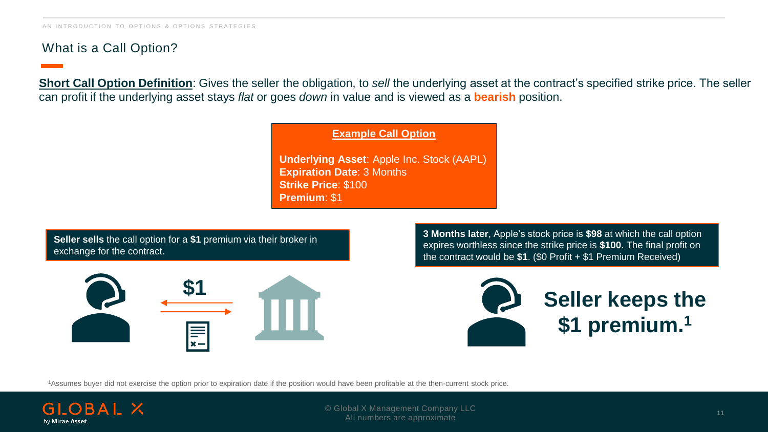# What is a Call Option?

**Short Call Option Definition**: Gives the seller the obligation, to *sell* the underlying asset at the contract's specified strike price. The seller can profit if the underlying asset stays *flat* or goes *down* in value and is viewed as a **bearish** position.

**Example Call Option**

**Underlying Asset**: Apple Inc. Stock (AAPL)
**Expiration Date**: 3 Months
**Strike Price**: $100
**Premium**: $1

**Seller sells** the call option for a **$1** premium via their broker in exchange for the contract.

$1

**3 Months later**, Apple's stock price is **$98** at which the call option expires worthless since the strike price is **$100**. The final profit on the contract would be **$1**. ($0 Profit + $1 Premium Received)

**Seller keeps the $1 premium.[1]**

[1]Assumes buyer did not exercise the option prior to expiration date if the position would have been profitable at the then-current stock price.

© Global X Management Company LLC
All numbers are approximate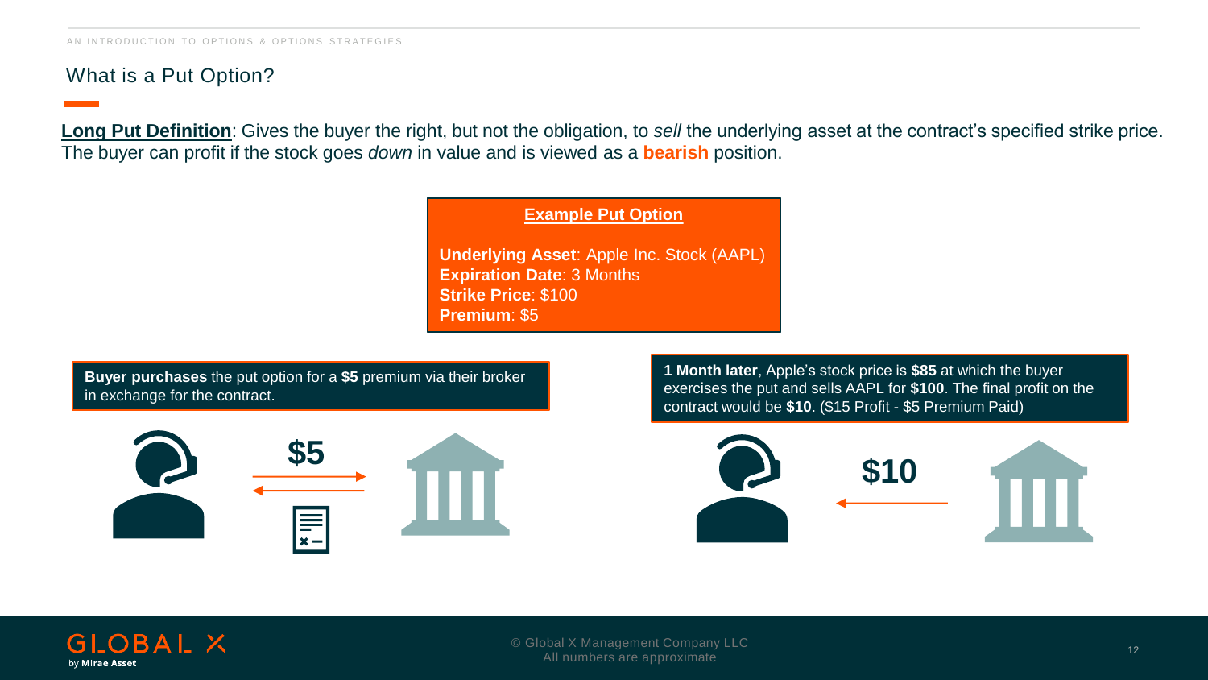## What is a Put Option?

**Long Put Definition**: Gives the buyer the right, but not the obligation, to *sell* the underlying asset at the contract's specified strike price. The buyer can profit if the stock goes *down* in value and is viewed as a **bearish** position.

**Example Put Option**

**Underlying Asset**: Apple Inc. Stock (AAPL)
**Expiration Date**: 3 Months
**Strike Price**: $100
**Premium**: $5

**Buyer purchases** the put option for a **$5** premium via their broker in exchange for the contract.

$5

**1 Month later**, Apple's stock price is **$85** at which the buyer exercises the put and sells AAPL for **$100**. The final profit on the contract would be **$10**. ($15 Profit - $5 Premium Paid)

$10

© Global X Management Company LLC
All numbers are approximate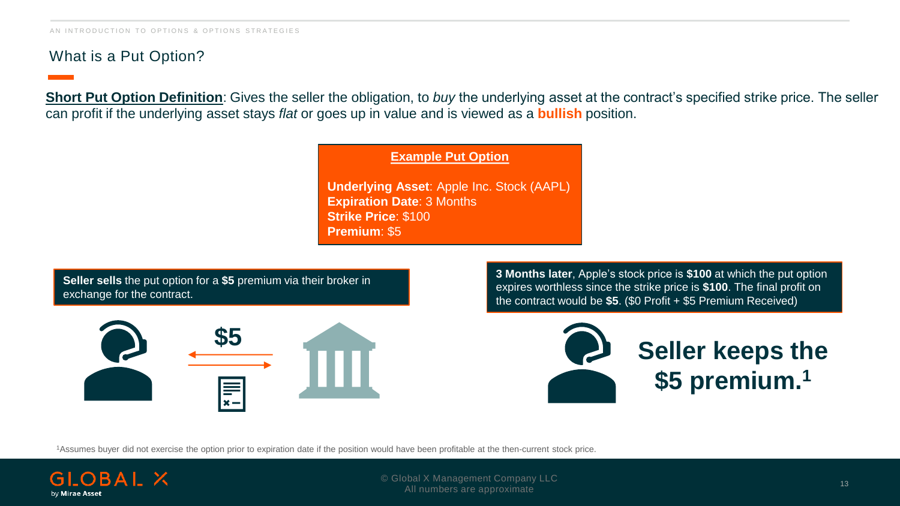## What is a Put Option?

**Short Put Option Definition**: Gives the seller the obligation, to *buy* the underlying asset at the contract's specified strike price. The seller can profit if the underlying asset stays *flat* or goes up in value and is viewed as a **bullish** position.

**Example Put Option**

**Underlying Asset**: Apple Inc. Stock (AAPL)
**Expiration Date**: 3 Months
**Strike Price**: $100
**Premium**: $5

**Seller sells** the put option for a **$5** premium via their broker in exchange for the contract.

$5

**3 Months later**, Apple's stock price is **$100** at which the put option expires worthless since the strike price is **$100**. The final profit on the contract would be **$5**. ($0 Profit + $5 Premium Received)

**Seller keeps the $5 premium.[1]**

[1]Assumes buyer did not exercise the option prior to expiration date if the position would have been profitable at the then-current stock price.

© Global X Management Company LLC
All numbers are approximate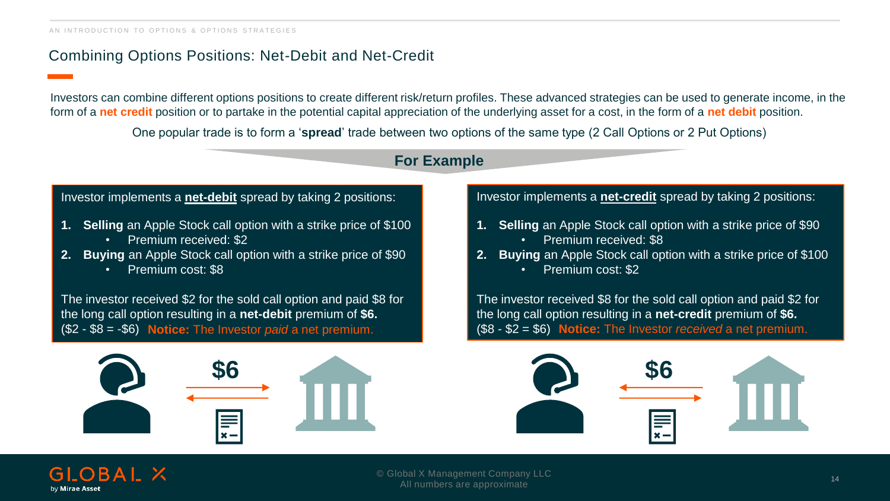## Combining Options Positions: Net-Debit and Net-Credit

Investors can combine different options positions to create different risk/return profiles. These advanced strategies can be used to generate income, in the form of a **net credit** position or to partake in the potential capital appreciation of the underlying asset for a cost, in the form of a **net debit** position.

One popular trade is to form a '**spread**' trade between two options of the same type (2 Call Options or 2 Put Options)

**For Example**

Investor implements a **net-debit** spread by taking 2 positions:

1. **Selling** an Apple Stock call option with a strike price of $100
   - Premium received: $2
2. **Buying** an Apple Stock call option with a strike price of $90
   - Premium cost: $8

The investor received $2 for the sold call option and paid $8 for the long call option resulting in a **net-debit** premium of **$6.** ($2 - $8 = -$6) **Notice:** The Investor *paid* a net premium.

$6

Investor implements a **net-credit** spread by taking 2 positions:

1. **Selling** an Apple Stock call option with a strike price of $90
   - Premium received: $8
2. **Buying** an Apple Stock call option with a strike price of $100
   - Premium cost: $2

The investor received $8 for the sold call option and paid $2 for the long call option resulting in a **net-credit** premium of **$6.** ($8 - $2 = $6) **Notice:** The Investor *received* a net premium.

$6

© Global X Management Company LLC
All numbers are approximate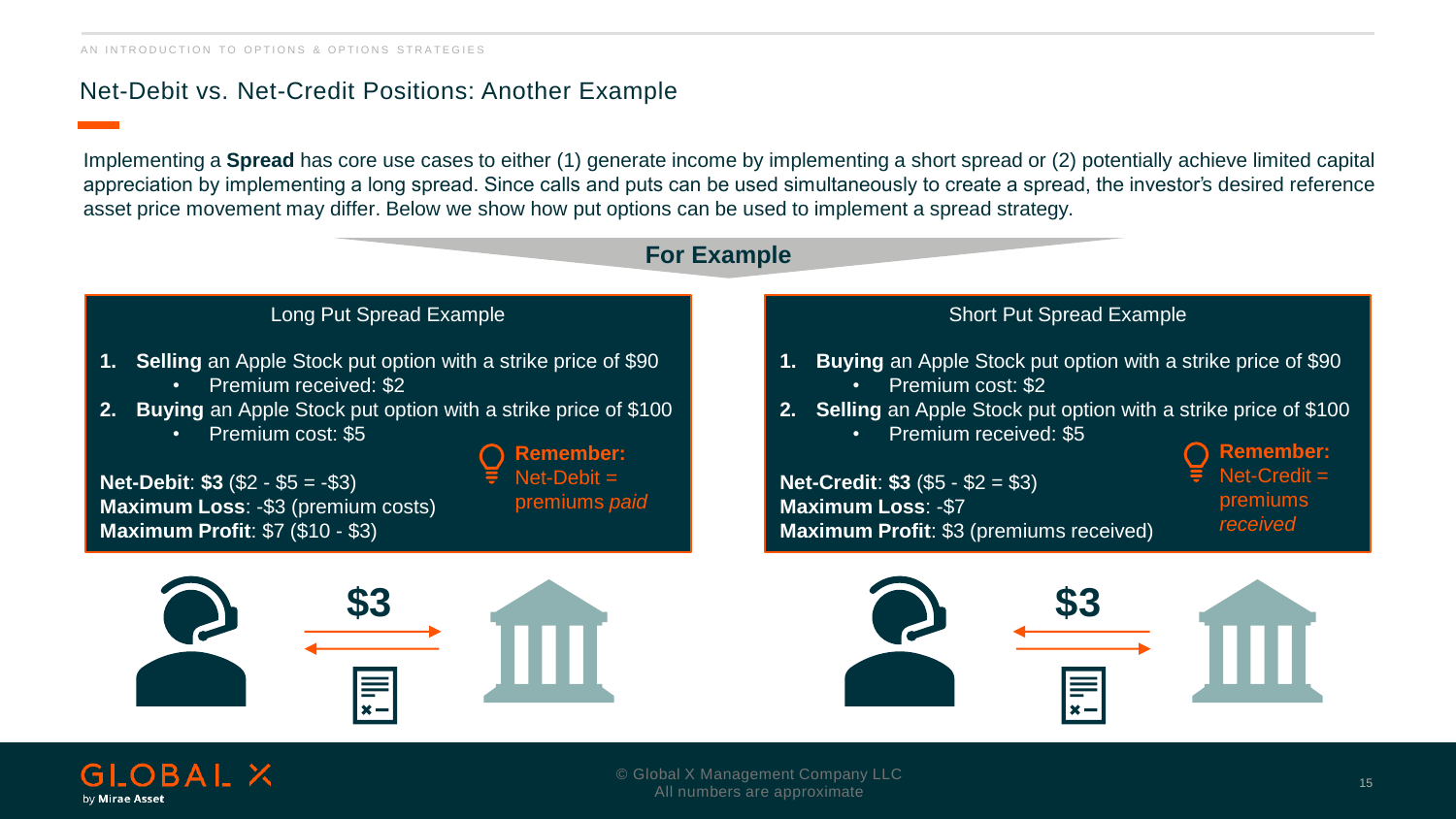# Net-Debit vs. Net-Credit Positions: Another Example

Implementing a **Spread** has core use cases to either (1) generate income by implementing a short spread or (2) potentially achieve limited capital appreciation by implementing a long spread. Since calls and puts can be used simultaneously to create a spread, the investor's desired reference asset price movement may differ. Below we show how put options can be used to implement a spread strategy.

**For Example**

### Long Put Spread Example

1. **Selling** an Apple Stock put option with a strike price of $90
   - Premium received: $2
2. **Buying** an Apple Stock put option with a strike price of $100
   - Premium cost: $5

**Net-Debit**: **$3** ($2 - $5 = -$3)
**Maximum Loss**: -$3 (premium costs)
**Maximum Profit**: $7 ($10 - $3)

**Remember:** Net-Debit = premiums *paid*

$3

### Short Put Spread Example

1. **Buying** an Apple Stock put option with a strike price of $90
   - Premium cost: $2
2. **Selling** an Apple Stock put option with a strike price of $100
   - Premium received: $5

**Net-Credit**: **$3** ($5 - $2 = $3)
**Maximum Loss**: -$7
**Maximum Profit**: $3 (premiums received)

**Remember:** Net-Credit = premiums *received*

$3

© Global X Management Company LLC
All numbers are approximate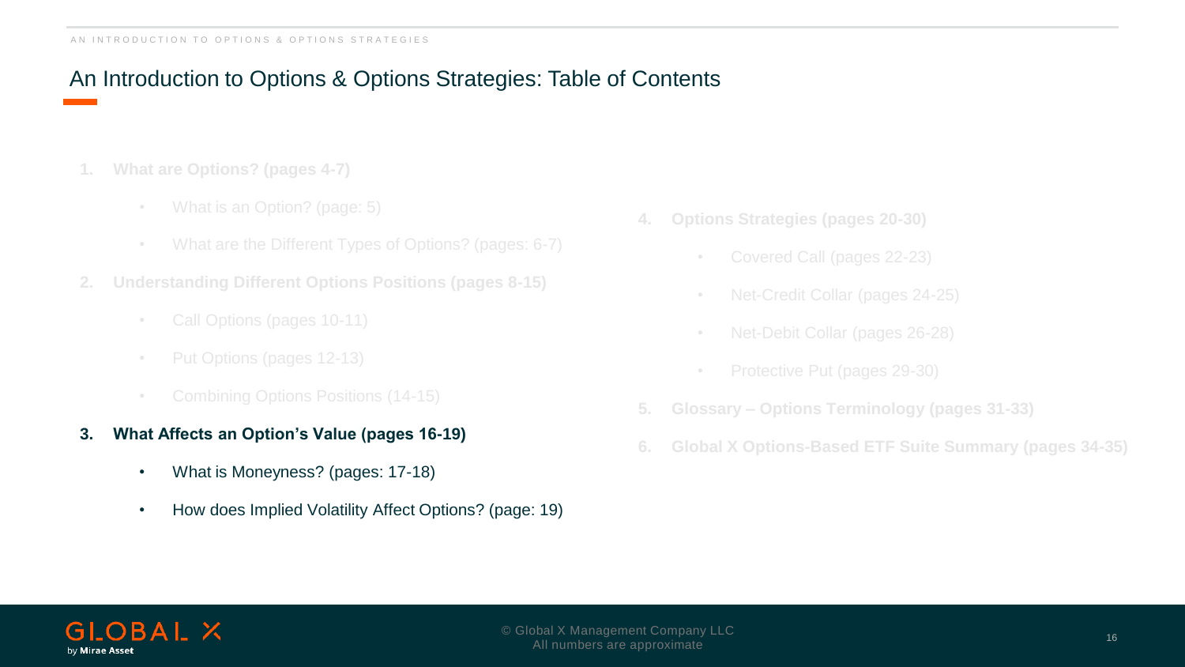# An Introduction to Options & Options Strategies: Table of Contents

1. **What are Options? (pages 4-7)**
   - What is an Option? (page: 5)
   - What are the Different Types of Options? (pages: 6-7)
2. **Understanding Different Options Positions (pages 8-15)**
   - Call Options (pages 10-11)
   - Put Options (pages 12-13)
   - Combining Options Positions (14-15)
3. **What Affects an Option's Value (pages 16-19)**
   - What is Moneyness? (pages: 17-18)
   - How does Implied Volatility Affect Options? (page: 19)
4. **Options Strategies (pages 20-30)**
   - Covered Call (pages 22-23)
   - Net-Credit Collar (pages 24-25)
   - Net-Debit Collar (pages 26-28)
   - Protective Put (pages 29-30)
5. **Glossary – Options Terminology (pages 31-33)**
6. **Global X Options-Based ETF Suite Summary (pages 34-35)**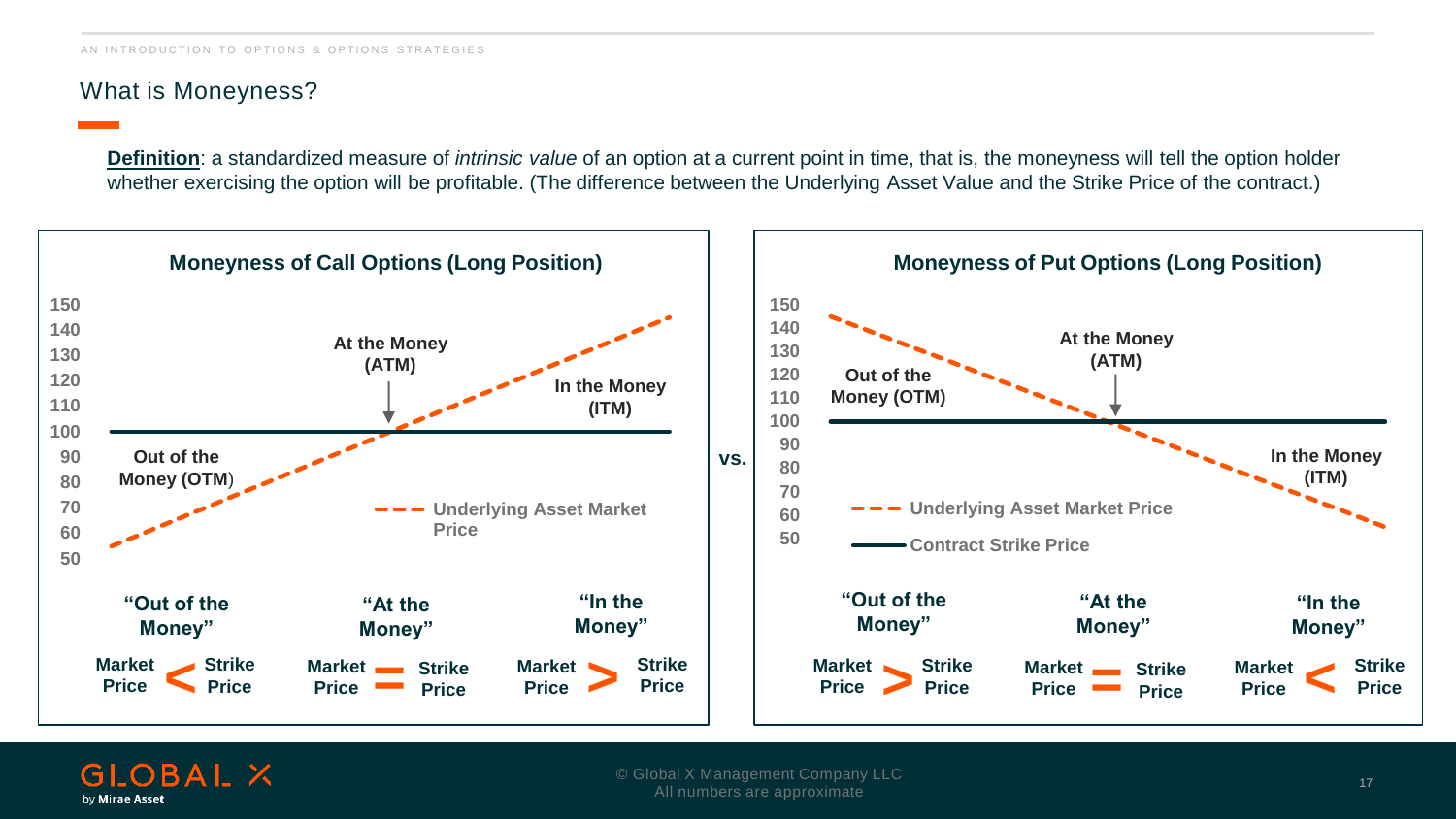## What is Moneyness?

**Definition**: a standardized measure of *intrinsic value* of an option at a current point in time, that is, the moneyness will tell the option holder whether exercising the option will be profitable. (The difference between the Underlying Asset Value and the Strike Price of the contract.)

### Moneyness of Call Options (Long Position)

- At the Money (ATM)
- In the Money (ITM)
- Out of the Money (OTM)
- Underlying Asset Market Price

| "Out of the Money" | "At the Money" | "In the Money" |
|---|---|---|
| Market Price < Strike Price | Market Price = Strike Price | Market Price > Strike Price |

vs.

### Moneyness of Put Options (Long Position)

- At the Money (ATM)
- Out of the Money (OTM)
- In the Money (ITM)
- Underlying Asset Market Price
- Contract Strike Price

| "Out of the Money" | "At the Money" | "In the Money" |
|---|---|---|
| Market Price > Strike Price | Market Price = Strike Price | Market Price < Strike Price |

© Global X Management Company LLC
All numbers are approximate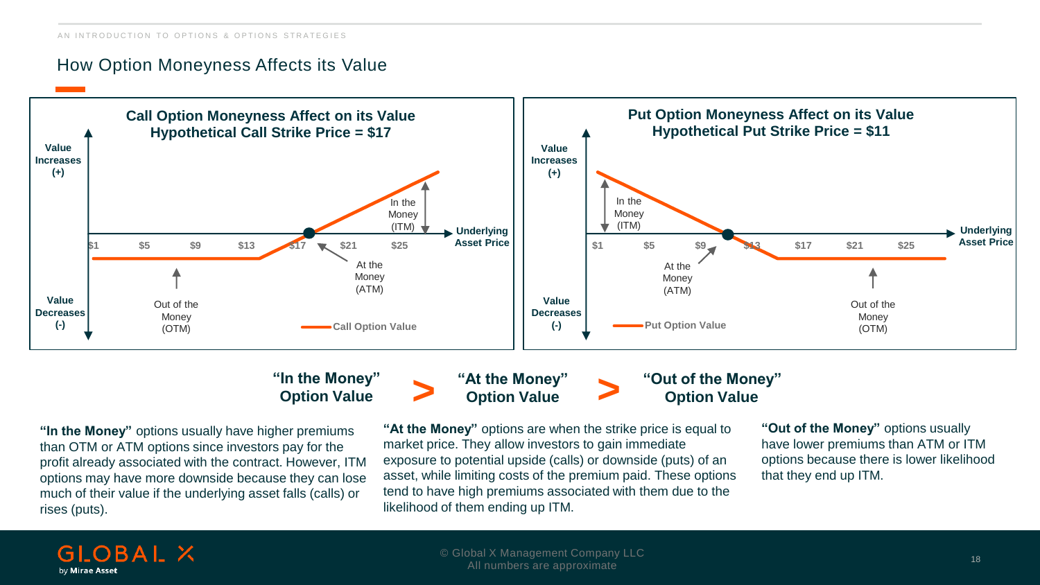# How Option Moneyness Affects its Value

**Call Option Moneyness Affect on its Value**
**Hypothetical Call Strike Price = $17**

Value Increases (+)

Value Decreases (-)

Underlying Asset Price

$1 $5 $9 $13 $17 $21 $25

In the Money (ITM)

At the Money (ATM)

Out of the Money (OTM)

Call Option Value

**Put Option Moneyness Affect on its Value**
**Hypothetical Put Strike Price = $11**

Value Increases (+)

Value Decreases (-)

Underlying Asset Price

$1 $5 $9 $13 $17 $21 $25

In the Money (ITM)

At the Money (ATM)

Out of the Money (OTM)

Put Option Value

**"In the Money" Option Value > "At the Money" Option Value > "Out of the Money" Option Value**

**"In the Money"** options usually have higher premiums than OTM or ATM options since investors pay for the profit already associated with the contract. However, ITM options may have more downside because they can lose much of their value if the underlying asset falls (calls) or rises (puts).

**"At the Money"** options are when the strike price is equal to market price. They allow investors to gain immediate exposure to potential upside (calls) or downside (puts) of an asset, while limiting costs of the premium paid. These options tend to have high premiums associated with them due to the likelihood of them ending up ITM.

**"Out of the Money"** options usually have lower premiums than ATM or ITM options because there is lower likelihood that they end up ITM.

© Global X Management Company LLC
All numbers are approximate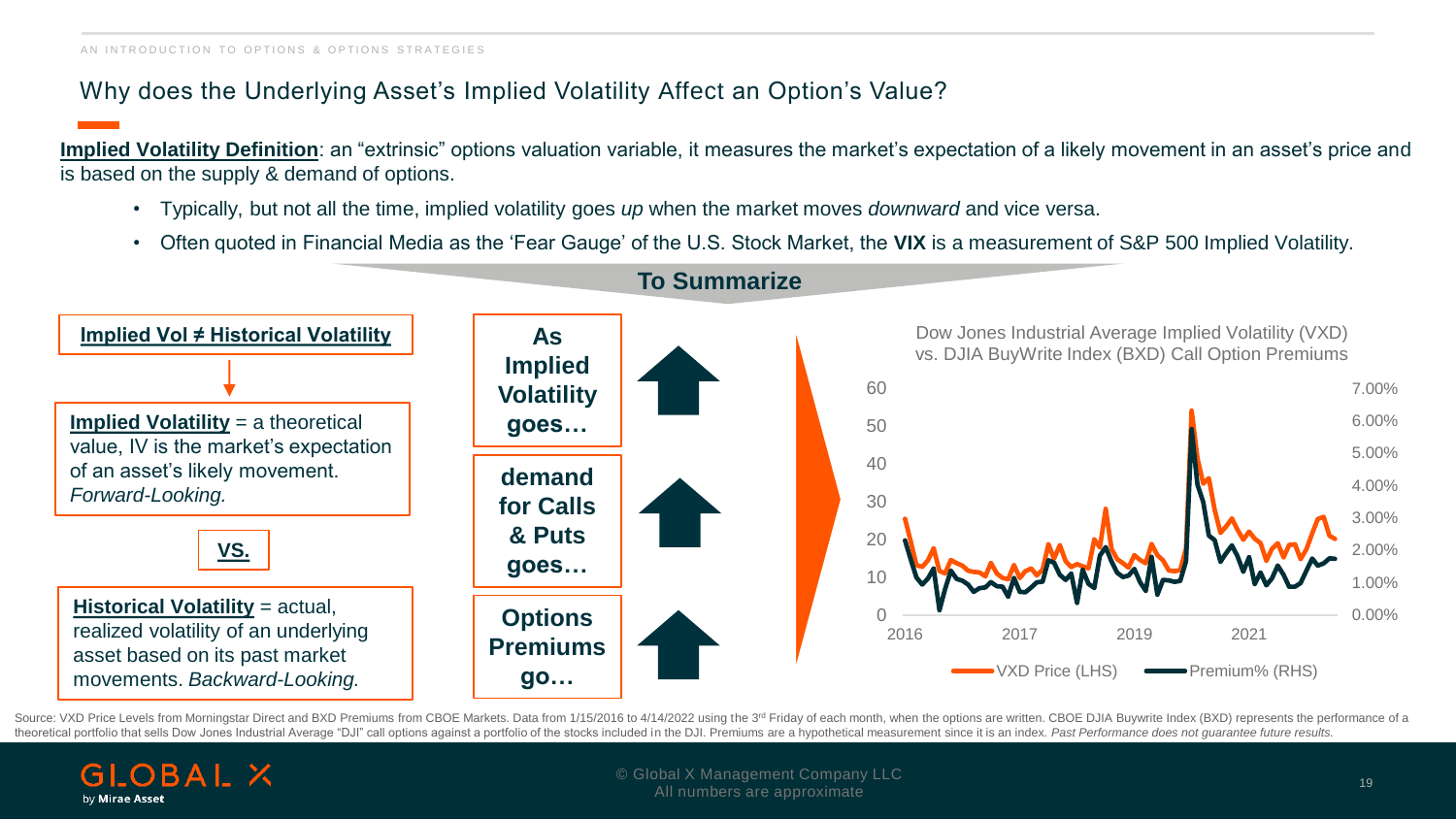## Why does the Underlying Asset's Implied Volatility Affect an Option's Value?

**Implied Volatility Definition**: an "extrinsic" options valuation variable, it measures the market's expectation of a likely movement in an asset's price and is based on the supply & demand of options.

- Typically, but not all the time, implied volatility goes *up* when the market moves *downward* and vice versa.
- Often quoted in Financial Media as the 'Fear Gauge' of the U.S. Stock Market, the **VIX** is a measurement of S&P 500 Implied Volatility.

**To Summarize**

**Implied Vol ≠ Historical Volatility**

**Implied Volatility** = a theoretical value, IV is the market's expectation of an asset's likely movement. *Forward-Looking.*

**VS.**

**Historical Volatility** = actual, realized volatility of an underlying asset based on its past market movements. *Backward-Looking.*

**As Implied Volatility goes…** ↑

**demand for Calls & Puts goes…** ↑

**Options Premiums go…** ↑

Dow Jones Industrial Average Implied Volatility (VXD) vs. DJIA BuyWrite Index (BXD) Call Option Premiums

Legend: VXD Price (LHS); Premium% (RHS)

Source: VXD Price Levels from Morningstar Direct and BXD Premiums from CBOE Markets. Data from 1/15/2016 to 4/14/2022 using the 3rd Friday of each month, when the options are written. CBOE DJIA Buywrite Index (BXD) represents the performance of a theoretical portfolio that sells Dow Jones Industrial Average "DJI" call options against a portfolio of the stocks included in the DJI. Premiums are a hypothetical measurement since it is an index. *Past Performance does not guarantee future results.*

© Global X Management Company LLC
All numbers are approximate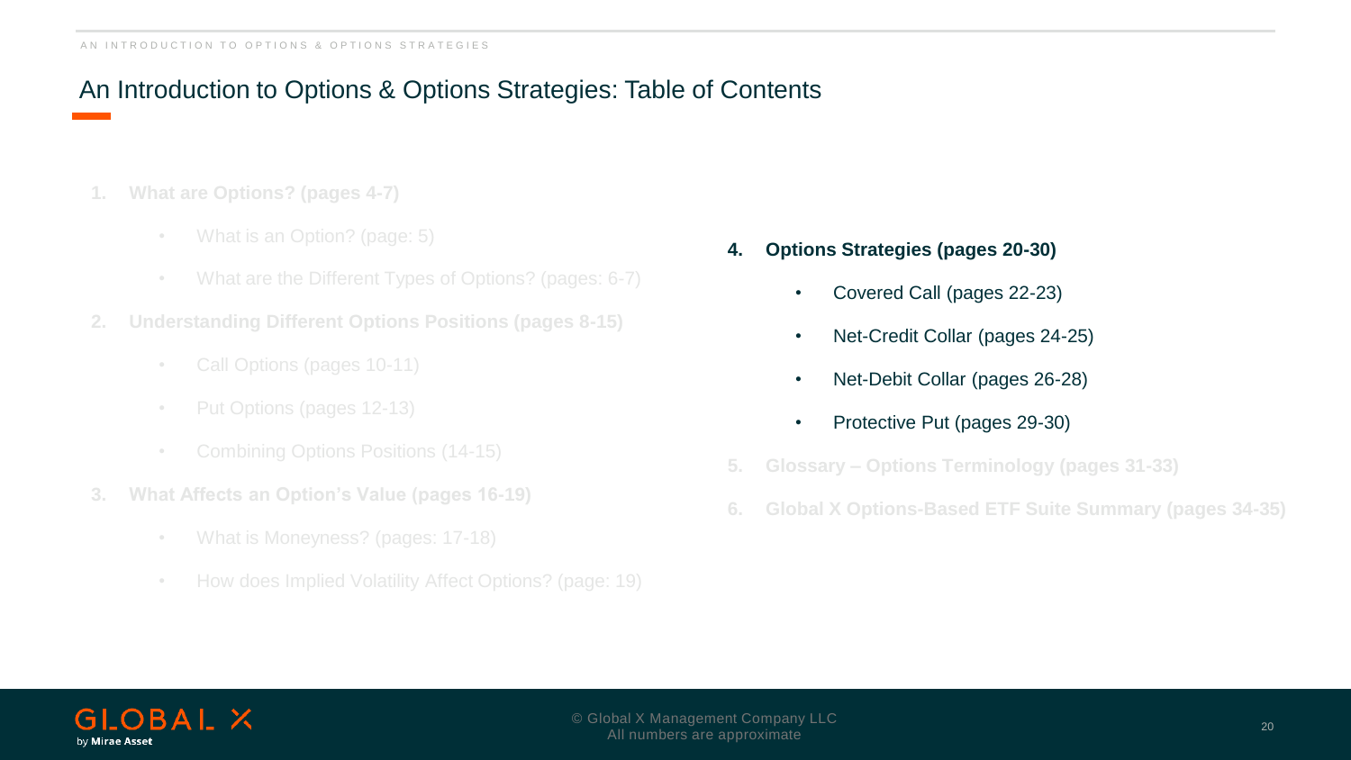# An Introduction to Options & Options Strategies: Table of Contents

1. **What are Options? (pages 4-7)**
   - What is an Option? (page: 5)
   - What are the Different Types of Options? (pages: 6-7)
2. **Understanding Different Options Positions (pages 8-15)**
   - Call Options (pages 10-11)
   - Put Options (pages 12-13)
   - Combining Options Positions (14-15)
3. **What Affects an Option's Value (pages 16-19)**
   - What is Moneyness? (pages: 17-18)
   - How does Implied Volatility Affect Options? (page: 19)
4. **Options Strategies (pages 20-30)**
   - Covered Call (pages 22-23)
   - Net-Credit Collar (pages 24-25)
   - Net-Debit Collar (pages 26-28)
   - Protective Put (pages 29-30)
5. **Glossary – Options Terminology (pages 31-33)**
6. **Global X Options-Based ETF Suite Summary (pages 34-35)**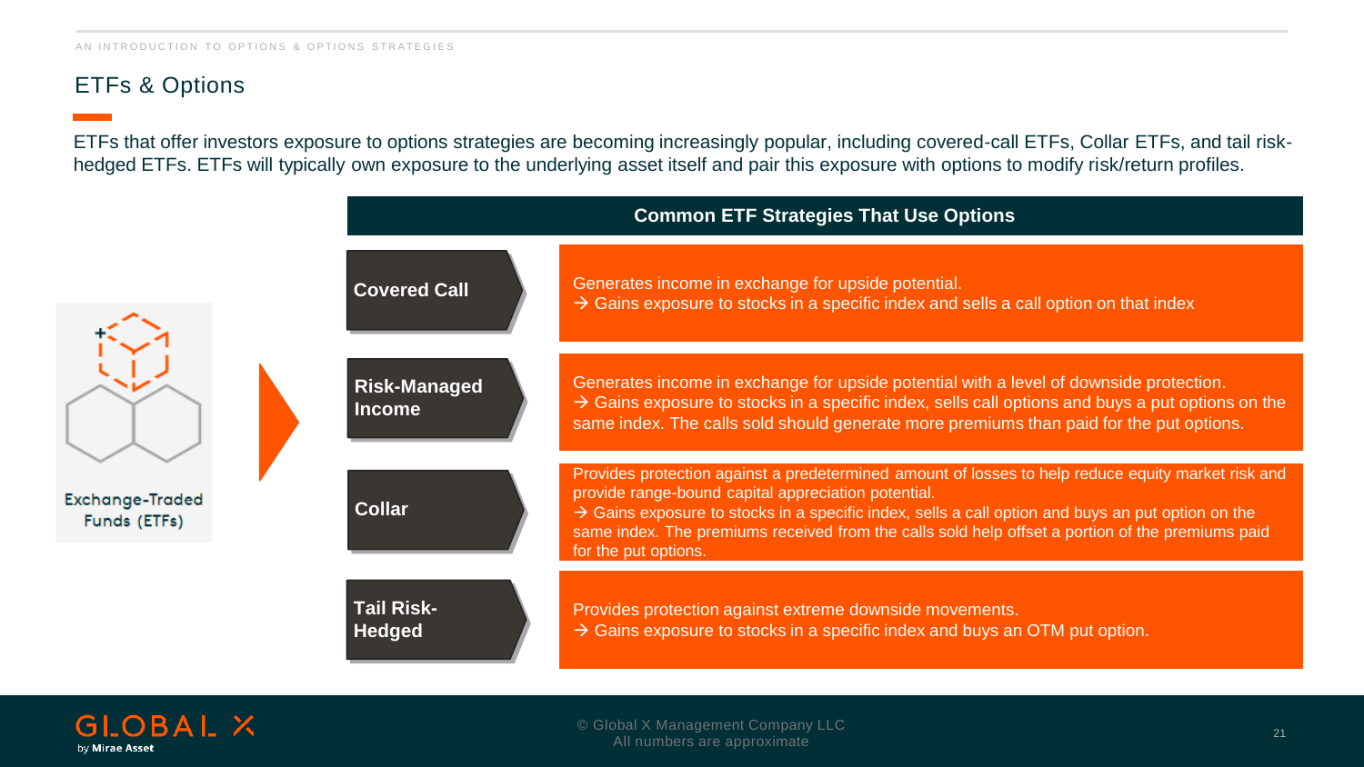## ETFs & Options

ETFs that offer investors exposure to options strategies are becoming increasingly popular, including covered-call ETFs, Collar ETFs, and tail risk-hedged ETFs. ETFs will typically own exposure to the underlying asset itself and pair this exposure with options to modify risk/return profiles.

Exchange-Traded Funds (ETFs)

| Common ETF Strategies That Use Options | |
|---|---|
| **Covered Call** | Generates income in exchange for upside potential.<br>→ Gains exposure to stocks in a specific index and sells a call option on that index |
| **Risk-Managed Income** | Generates income in exchange for upside potential with a level of downside protection.<br>→ Gains exposure to stocks in a specific index, sells call options and buys a put options on the same index. The calls sold should generate more premiums than paid for the put options. |
| **Collar** | Provides protection against a predetermined amount of losses to help reduce equity market risk and provide range-bound capital appreciation potential.<br>→ Gains exposure to stocks in a specific index, sells a call option and buys an put option on the same index. The premiums received from the calls sold help offset a portion of the premiums paid for the put options. |
| **Tail Risk-Hedged** | Provides protection against extreme downside movements.<br>→ Gains exposure to stocks in a specific index and buys an OTM put option. |

© Global X Management Company LLC
All numbers are approximate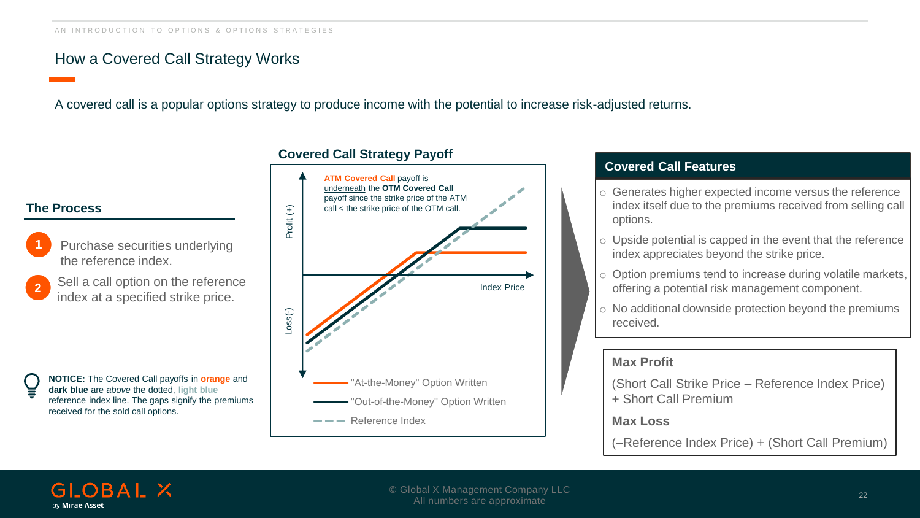## How a Covered Call Strategy Works

A covered call is a popular options strategy to produce income with the potential to increase risk-adjusted returns.

### The Process

1. Purchase securities underlying the reference index.
2. Sell a call option on the reference index at a specified strike price.

**NOTICE:** The Covered Call payoffs in **orange** and **dark blue** are *above* the dotted, **light blue** reference index line. The gaps signify the premiums received for the sold call options.

### Covered Call Strategy Payoff

**ATM Covered Call** payoff is underneath the **OTM Covered Call** payoff since the strike price of the ATM call < the strike price of the OTM call.

Profit (+)

Loss(-)

Index Price

- "At-the-Money" Option Written
- "Out-of-the-Money" Option Written
- Reference Index

### Covered Call Features

- Generates higher expected income versus the reference index itself due to the premiums received from selling call options.
- Upside potential is capped in the event that the reference index appreciates beyond the strike price.
- Option premiums tend to increase during volatile markets, offering a potential risk management component.
- No additional downside protection beyond the premiums received.

**Max Profit**

(Short Call Strike Price – Reference Index Price) + Short Call Premium

**Max Loss**

(–Reference Index Price) + (Short Call Premium)

© Global X Management Company LLC
All numbers are approximate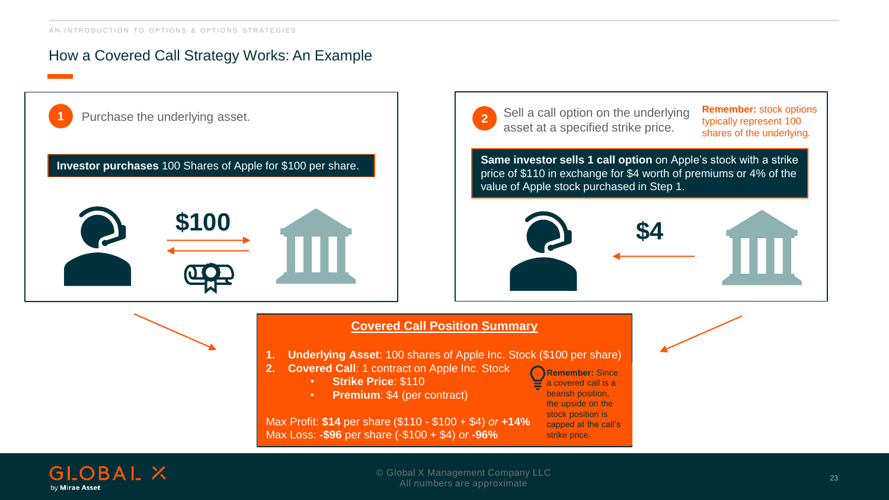# How a Covered Call Strategy Works: An Example

**1** Purchase the underlying asset.

**Investor purchases** 100 Shares of Apple for $100 per share.

$100

**2** Sell a call option on the underlying asset at a specified strike price.

**Remember:** stock options typically represent 100 shares of the underlying.

**Same investor sells 1 call option** on Apple's stock with a strike price of $110 in exchange for $4 worth of premiums or 4% of the value of Apple stock purchased in Step 1.

$4

## Covered Call Position Summary

1. **Underlying Asset**: 100 shares of Apple Inc. Stock ($100 per share)
2. **Covered Call**: 1 contract on Apple Inc. Stock
   - **Strike Price**: $110
   - **Premium**: $4 (per contract)

Max Profit: **$14** per share ($110 - $100 + $4) *or* **+14%**
Max Loss: **-$96** per share (-$100 + $4) *or* **-96%**

**Remember:** Since a covered call is a bearish position, the upside on the stock position is capped at the call's strike price.

© Global X Management Company LLC
All numbers are approximate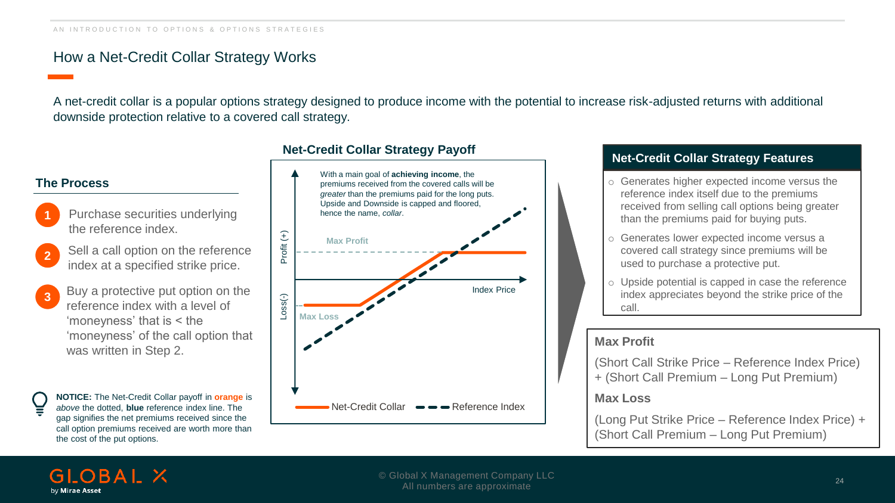# How a Net-Credit Collar Strategy Works

A net-credit collar is a popular options strategy designed to produce income with the potential to increase risk-adjusted returns with additional downside protection relative to a covered call strategy.

## The Process

1. Purchase securities underlying the reference index.
2. Sell a call option on the reference index at a specified strike price.
3. Buy a protective put option on the reference index with a level of 'moneyness' that is < the 'moneyness' of the call option that was written in Step 2.

**NOTICE:** The Net-Credit Collar payoff in **orange** is *above* the dotted, **blue** reference index line. The gap signifies the net premiums received since the call option premiums received are worth more than the cost of the put options.

## Net-Credit Collar Strategy Payoff

With a main goal of **achieving income**, the premiums received from the covered calls will be *greater* than the premiums paid for the long puts. Upside and Downside is capped and floored, hence the name, *collar*.

Max Profit

Max Loss

Profit (+)

Loss(-)

Index Price

Net-Credit Collar — Reference Index

## Net-Credit Collar Strategy Features

- Generates higher expected income versus the reference index itself due to the premiums received from selling call options being greater than the premiums paid for buying puts.
- Generates lower expected income versus a covered call strategy since premiums will be used to purchase a protective put.
- Upside potential is capped in case the reference index appreciates beyond the strike price of the call.

**Max Profit**

(Short Call Strike Price – Reference Index Price) + (Short Call Premium – Long Put Premium)

**Max Loss**

(Long Put Strike Price – Reference Index Price) + (Short Call Premium – Long Put Premium)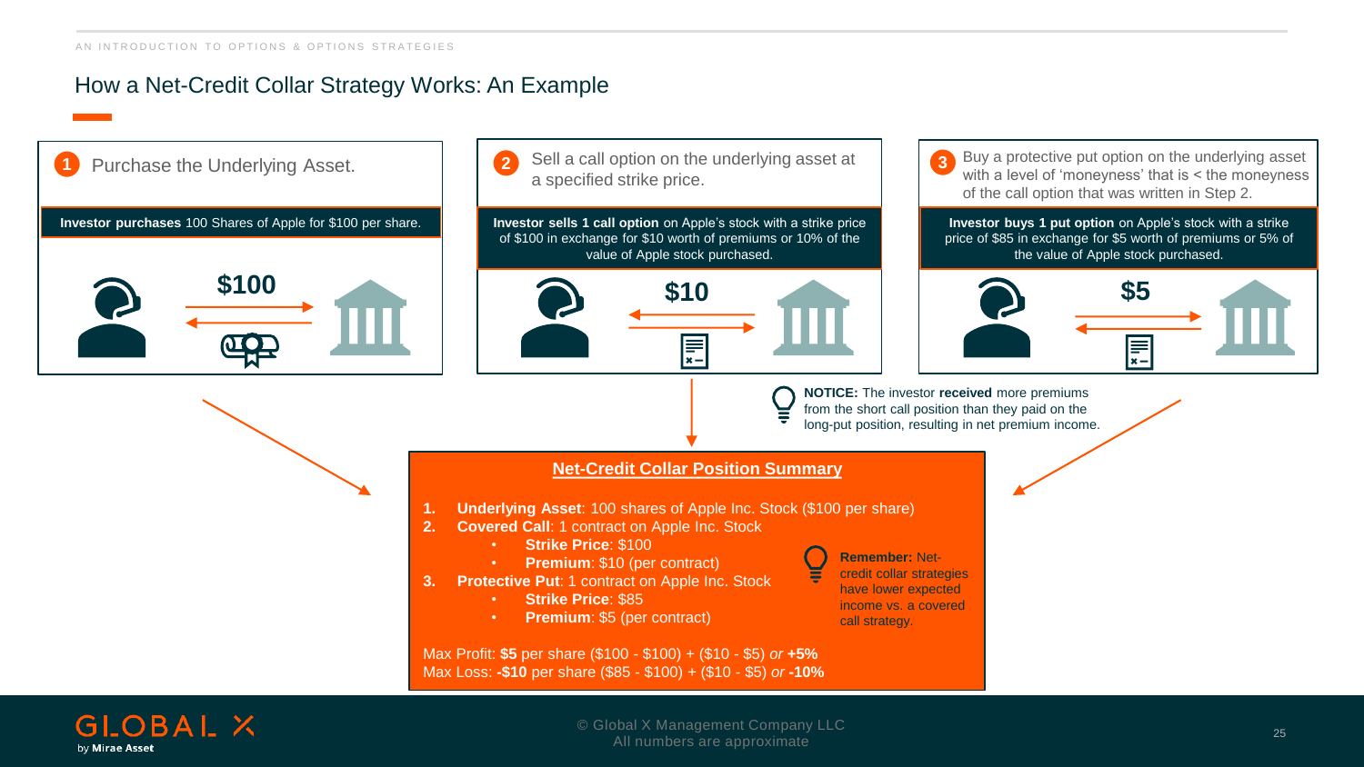## How a Net-Credit Collar Strategy Works: An Example

**1** Purchase the Underlying Asset.

**Investor purchases** 100 Shares of Apple for $100 per share.

$100

**2** Sell a call option on the underlying asset at a specified strike price.

**Investor sells 1 call option** on Apple's stock with a strike price of $100 in exchange for $10 worth of premiums or 10% of the value of Apple stock purchased.

$10

**3** Buy a protective put option on the underlying asset with a level of 'moneyness' that is < the moneyness of the call option that was written in Step 2.

**Investor buys 1 put option** on Apple's stock with a strike price of $85 in exchange for $5 worth of premiums or 5% of the value of Apple stock purchased.

$5

**NOTICE:** The investor **received** more premiums from the short call position than they paid on the long-put position, resulting in net premium income.

### Net-Credit Collar Position Summary

1. **Underlying Asset**: 100 shares of Apple Inc. Stock ($100 per share)
2. **Covered Call**: 1 contract on Apple Inc. Stock
   - **Strike Price**: $100
   - **Premium**: $10 (per contract)
3. **Protective Put**: 1 contract on Apple Inc. Stock
   - **Strike Price**: $85
   - **Premium**: $5 (per contract)

**Remember:** Net-credit collar strategies have lower expected income vs. a covered call strategy.

Max Profit: **$5** per share ($100 - $100) + ($10 - $5) *or* **+5%**
Max Loss: **-$10** per share ($85 - $100) + ($10 - $5) *or* **-10%**

© Global X Management Company LLC
All numbers are approximate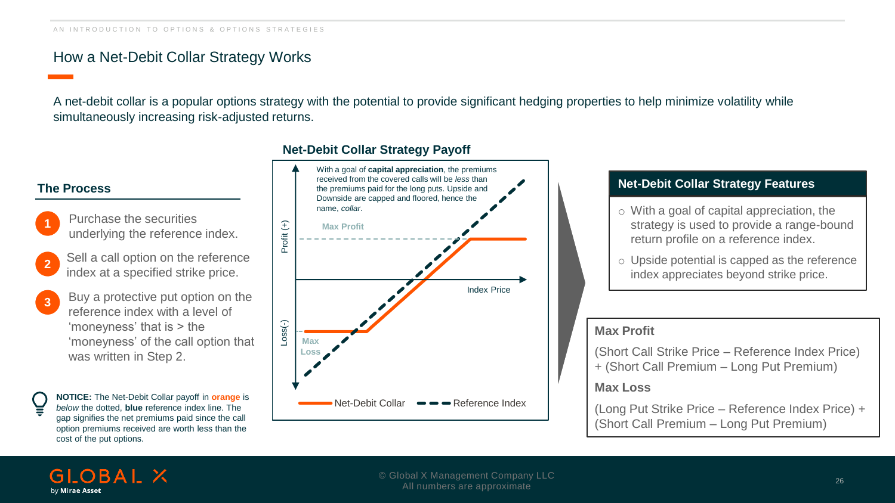# How a Net-Debit Collar Strategy Works

A net-debit collar is a popular options strategy with the potential to provide significant hedging properties to help minimize volatility while simultaneously increasing risk-adjusted returns.

## The Process

1. Purchase the securities underlying the reference index.
2. Sell a call option on the reference index at a specified strike price.
3. Buy a protective put option on the reference index with a level of 'moneyness' that is > the 'moneyness' of the call option that was written in Step 2.

**NOTICE:** The Net-Debit Collar payoff in **orange** is *below* the dotted, **blue** reference index line. The gap signifies the net premiums paid since the call option premiums received are worth less than the cost of the put options.

## Net-Debit Collar Strategy Payoff

With a goal of **capital appreciation**, the premiums received from the covered calls will be *less* than the premiums paid for the long puts. Upside and Downside are capped and floored, hence the name, *collar*.

Max Profit

Max Loss

Profit (+)

Loss(-)

Index Price

Net-Debit Collar — Reference Index

## Net-Debit Collar Strategy Features

- With a goal of capital appreciation, the strategy is used to provide a range-bound return profile on a reference index.
- Upside potential is capped as the reference index appreciates beyond strike price.

**Max Profit**

(Short Call Strike Price – Reference Index Price) + (Short Call Premium – Long Put Premium)

**Max Loss**

(Long Put Strike Price – Reference Index Price) + (Short Call Premium – Long Put Premium)

© Global X Management Company LLC
All numbers are approximate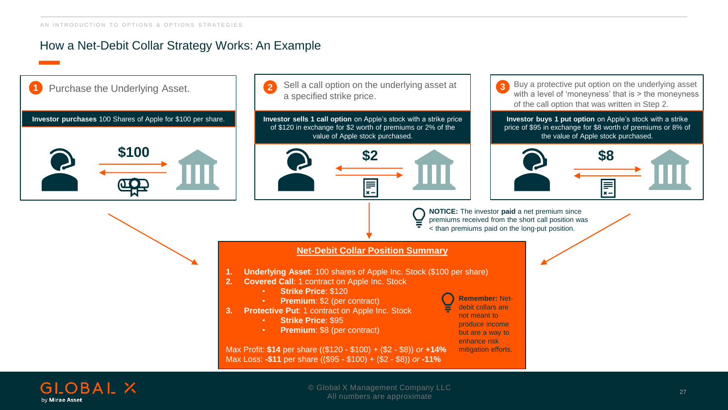# How a Net-Debit Collar Strategy Works: An Example

**1** Purchase the Underlying Asset.

**Investor purchases** 100 Shares of Apple for $100 per share.

$100

**2** Sell a call option on the underlying asset at a specified strike price.

**Investor sells 1 call option** on Apple's stock with a strike price of $120 in exchange for $2 worth of premiums or 2% of the value of Apple stock purchased.

$2

**3** Buy a protective put option on the underlying asset with a level of 'moneyness' that is > the moneyness of the call option that was written in Step 2.

**Investor buys 1 put option** on Apple's stock with a strike price of $95 in exchange for $8 worth of premiums or 8% of the value of Apple stock purchased.

$8

**NOTICE:** The investor **paid** a net premium since premiums received from the short call position was < than premiums paid on the long-put position.

## Net-Debit Collar Position Summary

1. **Underlying Asset**: 100 shares of Apple Inc. Stock ($100 per share)
2. **Covered Call**: 1 contract on Apple Inc. Stock
   - **Strike Price**: $120
   - **Premium**: $2 (per contract)
3. **Protective Put**: 1 contract on Apple Inc. Stock
   - **Strike Price**: $95
   - **Premium**: $8 (per contract)

Max Profit: **$14** per share (($120 - $100) + ($2 - $8)) *or* **+14%**
Max Loss: **-$11** per share (($95 - $100) + ($2 - $8)) *or* **-11%**

**Remember:** Net-debit collars are not meant to produce income but are a way to enhance risk mitigation efforts.

© Global X Management Company LLC
All numbers are approximate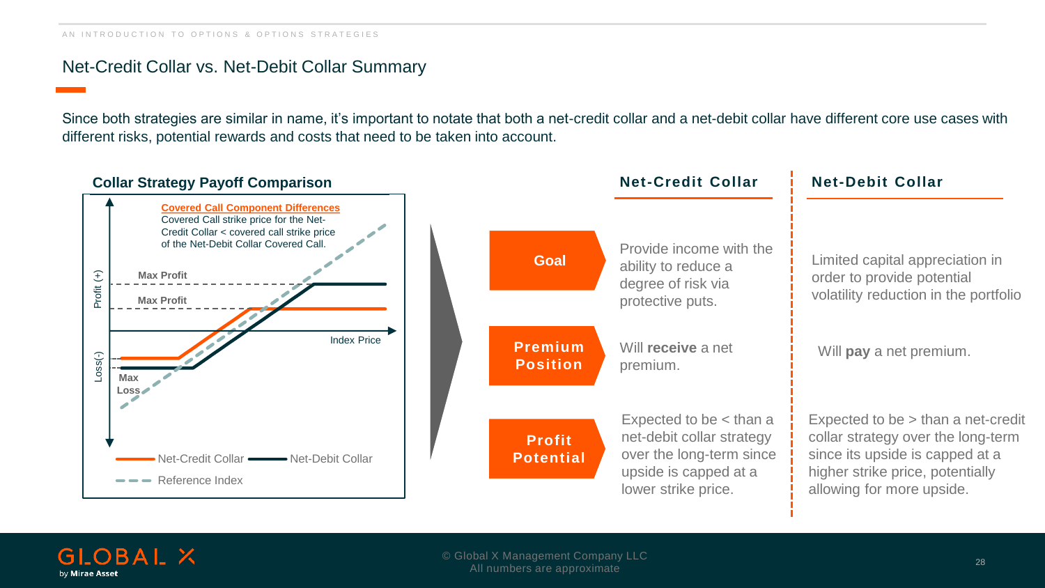## Net-Credit Collar vs. Net-Debit Collar Summary

Since both strategies are similar in name, it's important to notate that both a net-credit collar and a net-debit collar have different core use cases with different risks, potential rewards and costs that need to be taken into account.

**Collar Strategy Payoff Comparison**

Covered Call Component Differences
Covered Call strike price for the Net-Credit Collar < covered call strike price of the Net-Debit Collar Covered Call.

Max Profit
Max Profit
Max Loss
Profit (+)
Loss(-)
Index Price

Net-Credit Collar — Net-Debit Collar — Reference Index

| | Net-Credit Collar | Net-Debit Collar |
|---|---|---|
| **Goal** | Provide income with the ability to reduce a degree of risk via protective puts. | Limited capital appreciation in order to provide potential volatility reduction in the portfolio |
| **Premium Position** | Will **receive** a net premium. | Will **pay** a net premium. |
| **Profit Potential** | Expected to be < than a net-debit collar strategy over the long-term since upside is capped at a lower strike price. | Expected to be > than a net-credit collar strategy over the long-term since its upside is capped at a higher strike price, potentially allowing for more upside. |

© Global X Management Company LLC
All numbers are approximate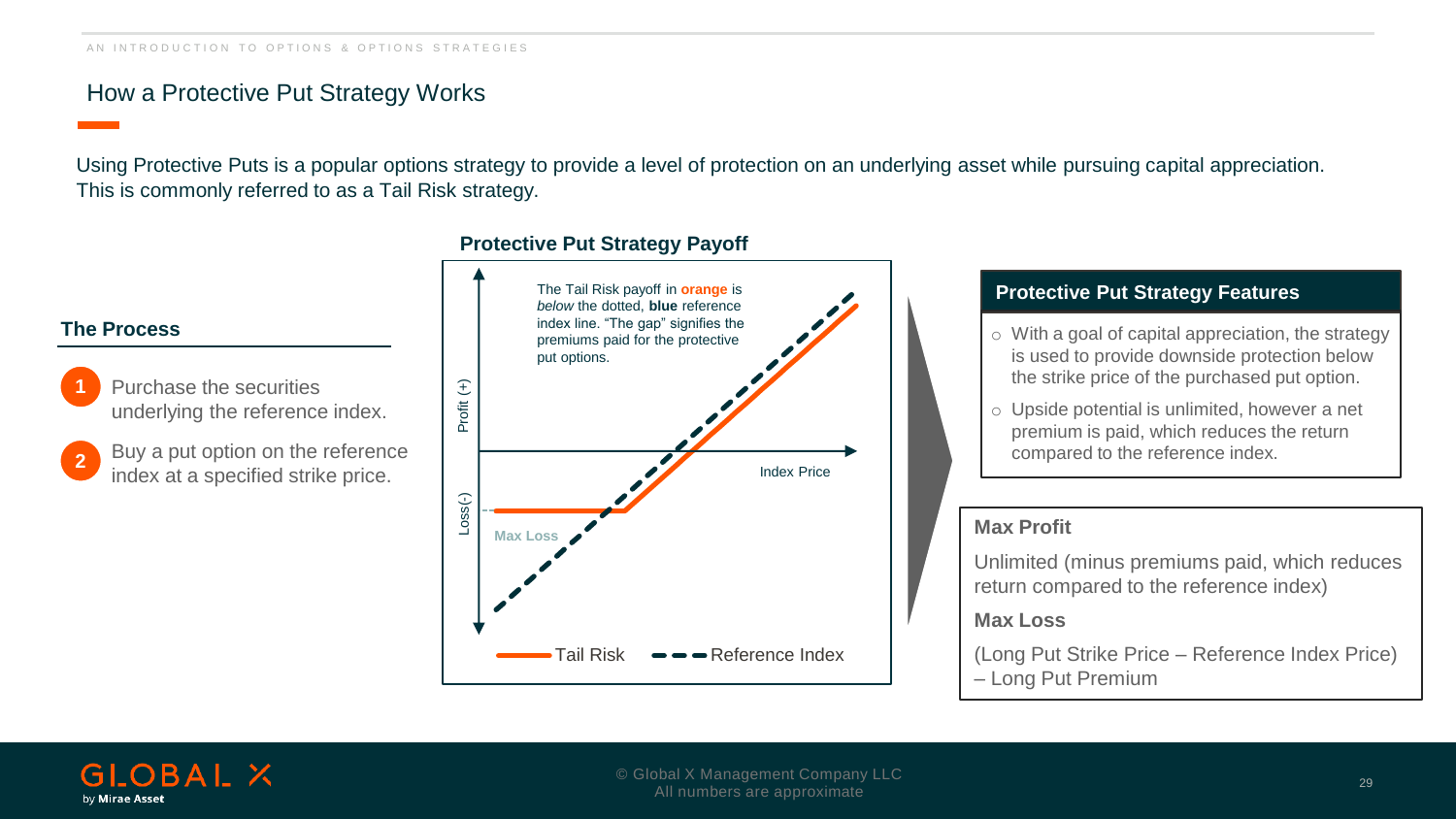## How a Protective Put Strategy Works

Using Protective Puts is a popular options strategy to provide a level of protection on an underlying asset while pursuing capital appreciation. This is commonly referred to as a Tail Risk strategy.

### The Process

1. Purchase the securities underlying the reference index.
2. Buy a put option on the reference index at a specified strike price.

### Protective Put Strategy Payoff

The Tail Risk payoff in **orange** is *below* the dotted, **blue** reference index line. "The gap" signifies the premiums paid for the protective put options.

Profit (+)

Loss(-)

Index Price

Max Loss

Tail Risk — Reference Index

### Protective Put Strategy Features

- With a goal of capital appreciation, the strategy is used to provide downside protection below the strike price of the purchased put option.
- Upside potential is unlimited, however a net premium is paid, which reduces the return compared to the reference index.

**Max Profit**

Unlimited (minus premiums paid, which reduces return compared to the reference index)

**Max Loss**

(Long Put Strike Price – Reference Index Price) – Long Put Premium

© Global X Management Company LLC
All numbers are approximate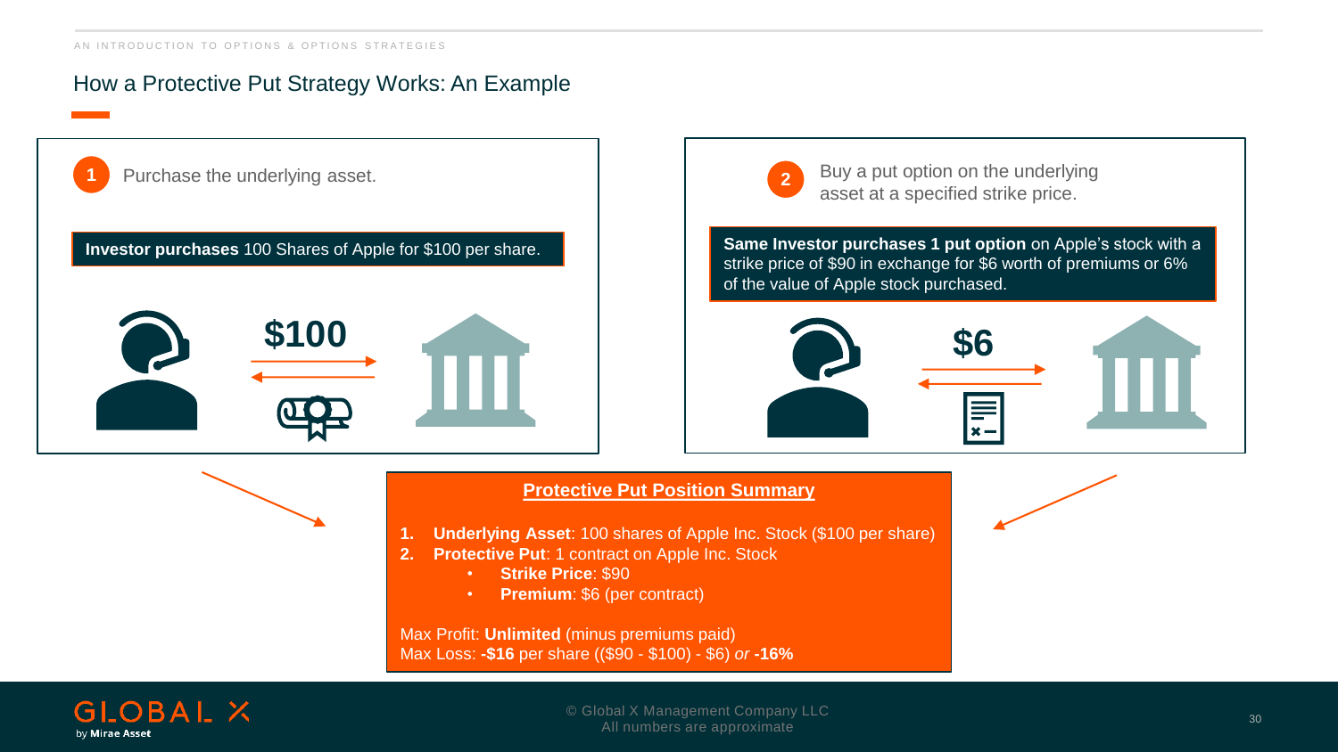## How a Protective Put Strategy Works: An Example

**1** Purchase the underlying asset.

**Investor purchases** 100 Shares of Apple for $100 per share.

$100

**2** Buy a put option on the underlying asset at a specified strike price.

**Same Investor purchases 1 put option** on Apple's stock with a strike price of $90 in exchange for $6 worth of premiums or 6% of the value of Apple stock purchased.

$6

**Protective Put Position Summary**

1. **Underlying Asset**: 100 shares of Apple Inc. Stock ($100 per share)
2. **Protective Put**: 1 contract on Apple Inc. Stock
   - **Strike Price**: $90
   - **Premium**: $6 (per contract)

Max Profit: **Unlimited** (minus premiums paid)
Max Loss: **-$16** per share (($90 - $100) - $6) *or* **-16%**

© Global X Management Company LLC
All numbers are approximate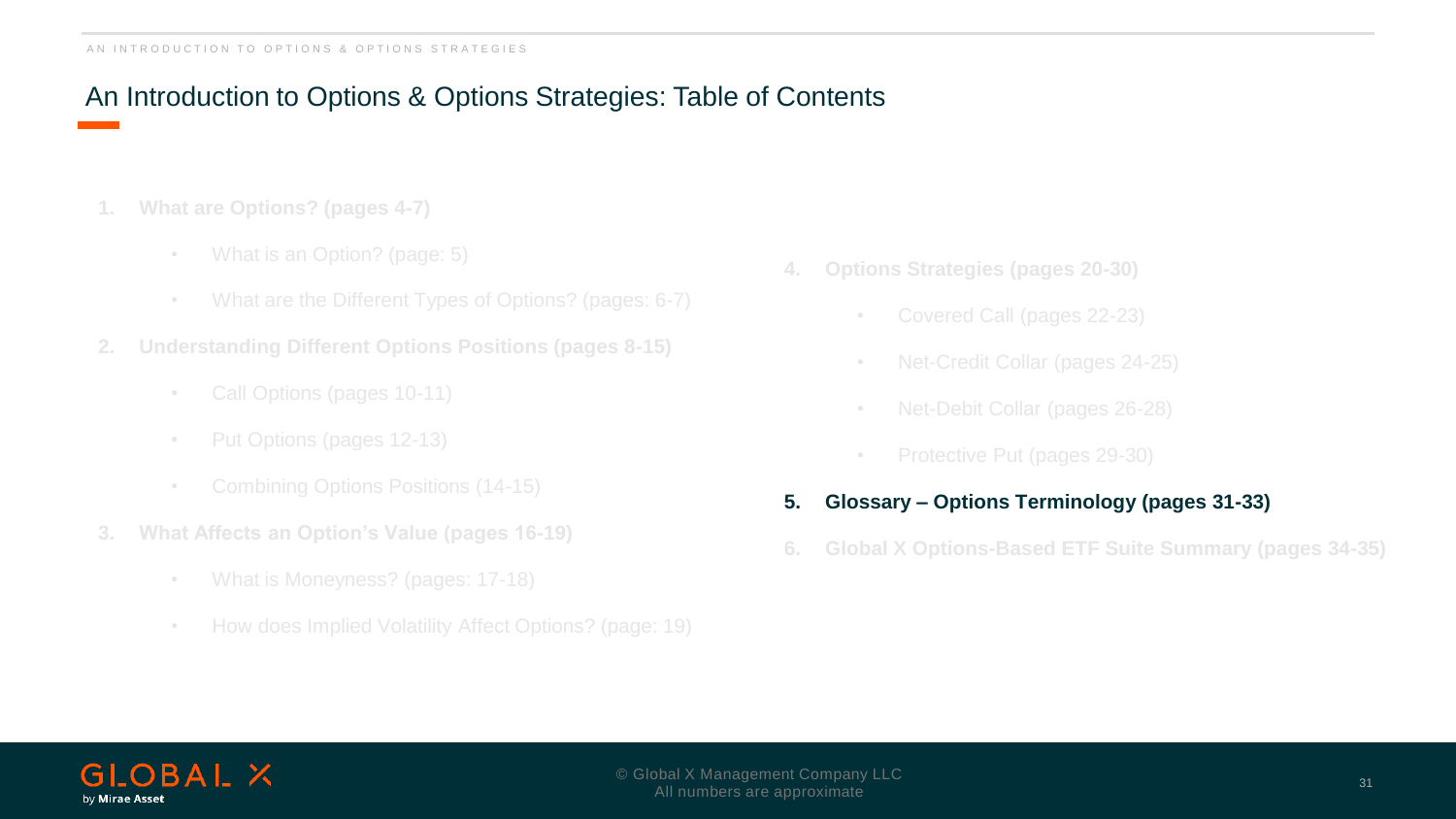# An Introduction to Options & Options Strategies: Table of Contents

1. **What are Options? (pages 4-7)**
   - What is an Option? (page: 5)
   - What are the Different Types of Options? (pages: 6-7)
2. **Understanding Different Options Positions (pages 8-15)**
   - Call Options (pages 10-11)
   - Put Options (pages 12-13)
   - Combining Options Positions (14-15)
3. **What Affects an Option's Value (pages 16-19)**
   - What is Moneyness? (pages: 17-18)
   - How does Implied Volatility Affect Options? (page: 19)
4. **Options Strategies (pages 20-30)**
   - Covered Call (pages 22-23)
   - Net-Credit Collar (pages 24-25)
   - Net-Debit Collar (pages 26-28)
   - Protective Put (pages 29-30)
5. **Glossary – Options Terminology (pages 31-33)**
6. **Global X Options-Based ETF Suite Summary (pages 34-35)**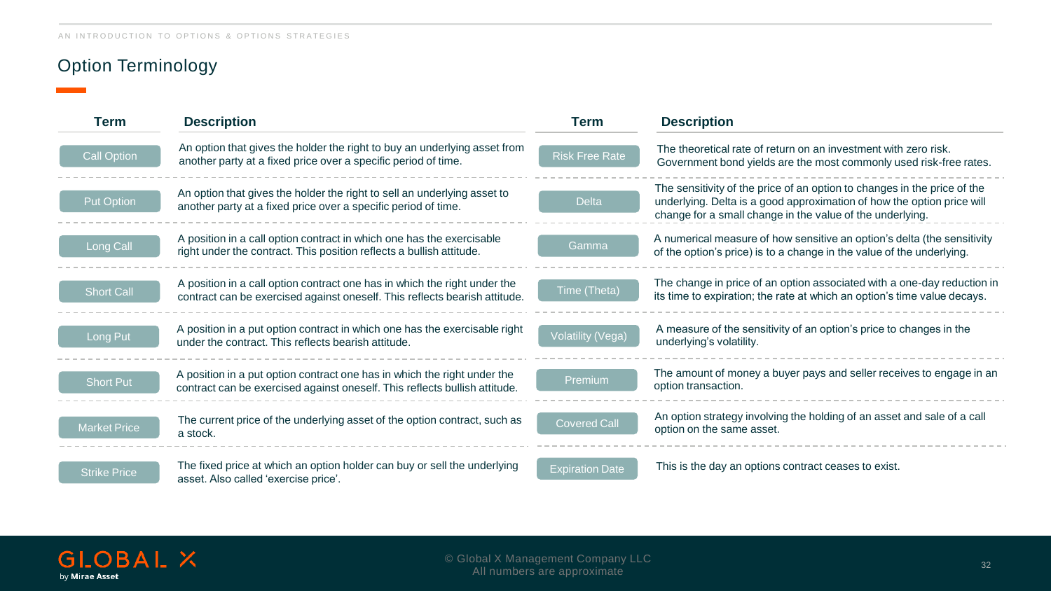## Option Terminology

| Term | Description | Term | Description |
| --- | --- | --- | --- |
| Call Option | An option that gives the holder the right to buy an underlying asset from another party at a fixed price over a specific period of time. | Risk Free Rate | The theoretical rate of return on an investment with zero risk. Government bond yields are the most commonly used risk-free rates. |
| Put Option | An option that gives the holder the right to sell an underlying asset to another party at a fixed price over a specific period of time. | Delta | The sensitivity of the price of an option to changes in the price of the underlying. Delta is a good approximation of how the option price will change for a small change in the value of the underlying. |
| Long Call | A position in a call option contract in which one has the exercisable right under the contract. This position reflects a bullish attitude. | Gamma | A numerical measure of how sensitive an option's delta (the sensitivity of the option's price) is to a change in the value of the underlying. |
| Short Call | A position in a call option contract one has in which the right under the contract can be exercised against oneself. This reflects bearish attitude. | Time (Theta) | The change in price of an option associated with a one-day reduction in its time to expiration; the rate at which an option's time value decays. |
| Long Put | A position in a put option contract in which one has the exercisable right under the contract. This reflects bearish attitude. | Volatility (Vega) | A measure of the sensitivity of an option's price to changes in the underlying's volatility. |
| Short Put | A position in a put option contract one has in which the right under the contract can be exercised against oneself. This reflects bullish attitude. | Premium | The amount of money a buyer pays and seller receives to engage in an option transaction. |
| Market Price | The current price of the underlying asset of the option contract, such as a stock. | Covered Call | An option strategy involving the holding of an asset and sale of a call option on the same asset. |
| Strike Price | The fixed price at which an option holder can buy or sell the underlying asset. Also called 'exercise price'. | Expiration Date | This is the day an options contract ceases to exist. |

© Global X Management Company LLC
All numbers are approximate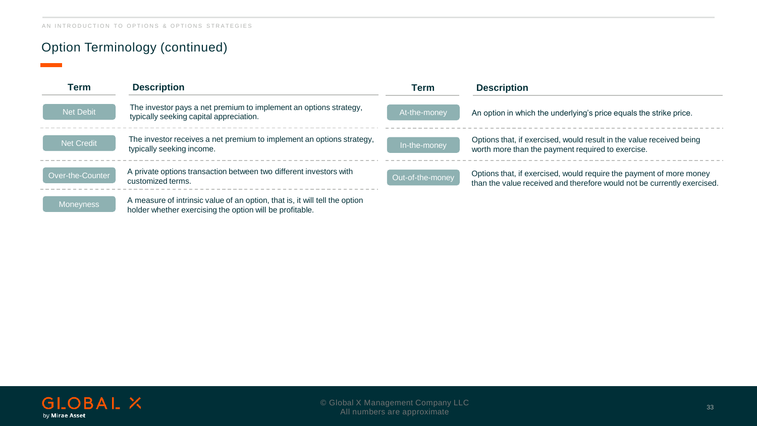## Option Terminology (continued)

| Term | Description |
| --- | --- |
| Net Debit | The investor pays a net premium to implement an options strategy, typically seeking capital appreciation. |
| Net Credit | The investor receives a net premium to implement an options strategy, typically seeking income. |
| Over-the-Counter | A private options transaction between two different investors with customized terms. |
| Moneyness | A measure of intrinsic value of an option, that is, it will tell the option holder whether exercising the option will be profitable. |

| Term | Description |
| --- | --- |
| At-the-money | An option in which the underlying's price equals the strike price. |
| In-the-money | Options that, if exercised, would result in the value received being worth more than the payment required to exercise. |
| Out-of-the-money | Options that, if exercised, would require the payment of more money than the value received and therefore would not be currently exercised. |

© Global X Management Company LLC
All numbers are approximate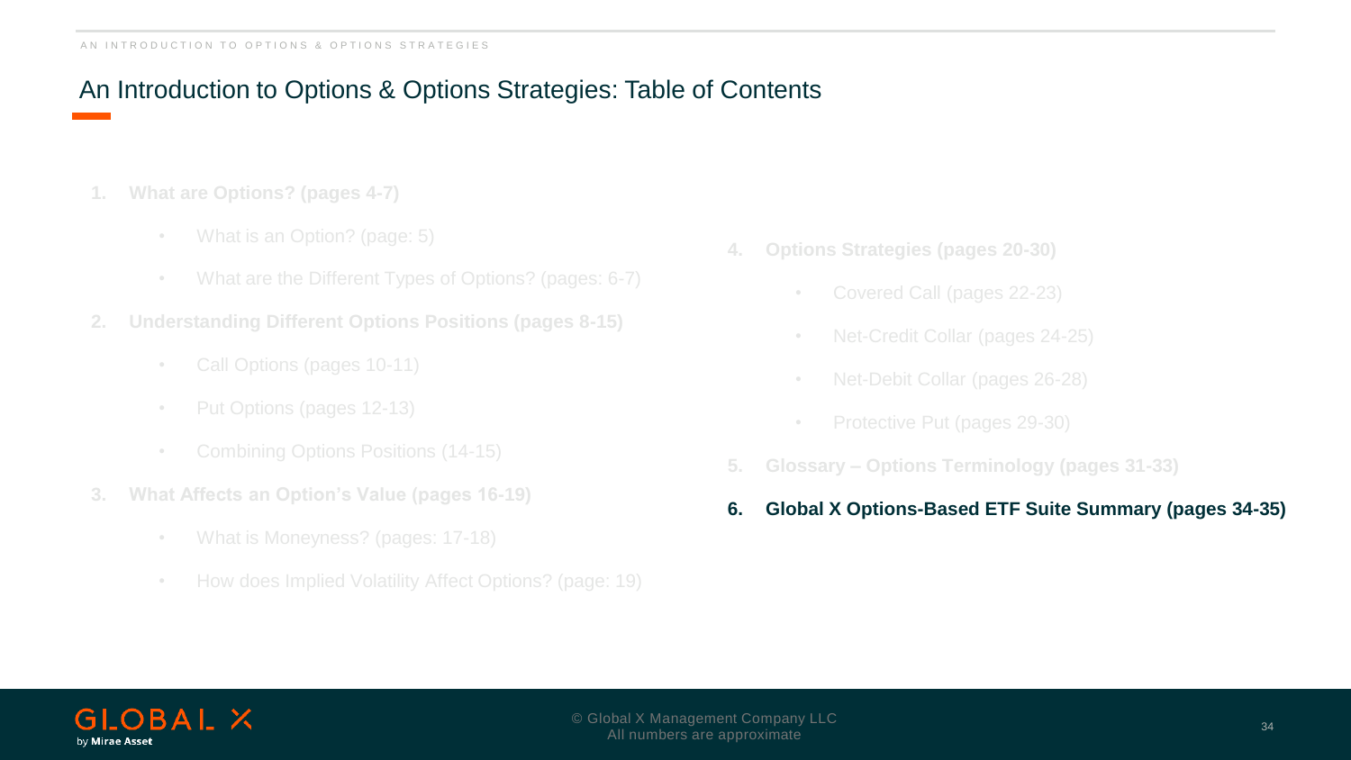# An Introduction to Options & Options Strategies: Table of Contents

1. **What are Options? (pages 4-7)**
   - What is an Option? (page: 5)
   - What are the Different Types of Options? (pages: 6-7)
2. **Understanding Different Options Positions (pages 8-15)**
   - Call Options (pages 10-11)
   - Put Options (pages 12-13)
   - Combining Options Positions (14-15)
3. **What Affects an Option's Value (pages 16-19)**
   - What is Moneyness? (pages: 17-18)
   - How does Implied Volatility Affect Options? (page: 19)
4. **Options Strategies (pages 20-30)**
   - Covered Call (pages 22-23)
   - Net-Credit Collar (pages 24-25)
   - Net-Debit Collar (pages 26-28)
   - Protective Put (pages 29-30)
5. **Glossary – Options Terminology (pages 31-33)**
6. **Global X Options-Based ETF Suite Summary (pages 34-35)**

© Global X Management Company LLC
All numbers are approximate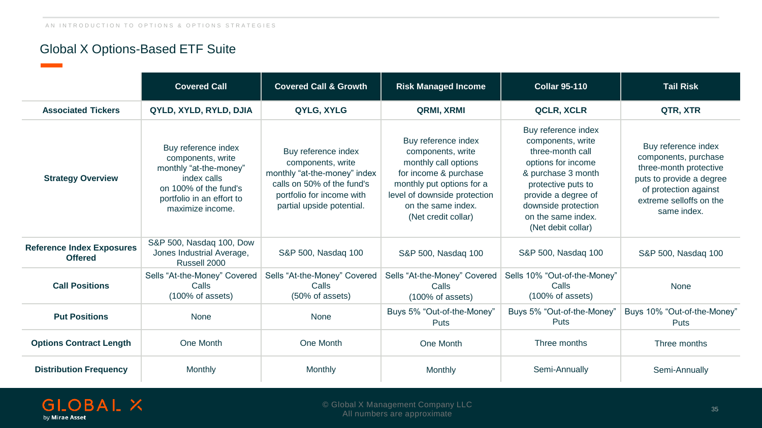## Global X Options-Based ETF Suite

| | Covered Call | Covered Call & Growth | Risk Managed Income | Collar 95-110 | Tail Risk |
|---|---|---|---|---|---|
| **Associated Tickers** | **QYLD, XYLD, RYLD, DJIA** | **QYLG, XYLG** | **QRMI, XRMI** | **QCLR, XCLR** | **QTR, XTR** |
| **Strategy Overview** | Buy reference index components, write monthly “at-the-money” index calls on 100% of the fund's portfolio in an effort to maximize income. | Buy reference index components, write monthly “at-the-money” index calls on 50% of the fund's portfolio for income with partial upside potential. | Buy reference index components, write monthly call options for income & purchase monthly put options for a level of downside protection on the same index. (Net credit collar) | Buy reference index components, write three-month call options for income & purchase 3 month protective puts to provide a degree of downside protection on the same index. (Net debit collar) | Buy reference index components, purchase three-month protective puts to provide a degree of protection against extreme selloffs on the same index. |
| **Reference Index Exposures Offered** | S&P 500, Nasdaq 100, Dow Jones Industrial Average, Russell 2000 | S&P 500, Nasdaq 100 | S&P 500, Nasdaq 100 | S&P 500, Nasdaq 100 | S&P 500, Nasdaq 100 |
| **Call Positions** | Sells “At-the-Money” Covered Calls (100% of assets) | Sells “At-the-Money” Covered Calls (50% of assets) | Sells “At-the-Money” Covered Calls (100% of assets) | Sells 10% “Out-of-the-Money” Calls (100% of assets) | None |
| **Put Positions** | None | None | Buys 5% “Out-of-the-Money” Puts | Buys 5% “Out-of-the-Money” Puts | Buys 10% “Out-of-the-Money” Puts |
| **Options Contract Length** | One Month | One Month | One Month | Three months | Three months |
| **Distribution Frequency** | Monthly | Monthly | Monthly | Semi-Annually | Semi-Annually |

© Global X Management Company LLC
All numbers are approximate